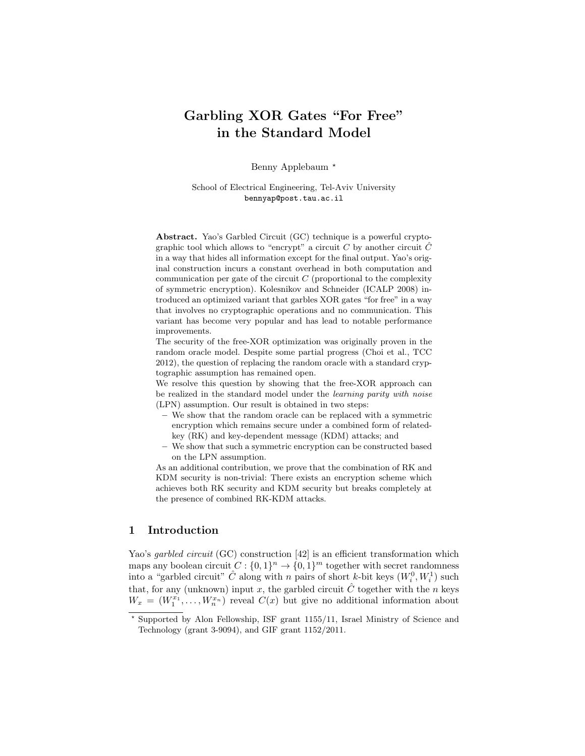# Garbling XOR Gates "For Free" in the Standard Model

Benny Applebaum [*]

School of Electrical Engineering, Tel-Aviv University
bennyap@post.tau.ac.il

**Abstract.** Yao's Garbled Circuit (GC) technique is a powerful cryptographic tool which allows to "encrypt" a circuit $C$ by another circuit $\hat{C}$ in a way that hides all information except for the final output. Yao's original construction incurs a constant overhead in both computation and communication per gate of the circuit $C$ (proportional to the complexity of symmetric encryption). Kolesnikov and Schneider (ICALP 2008) introduced an optimized variant that garbles XOR gates "for free" in a way that involves no cryptographic operations and no communication. This variant has become very popular and has lead to notable performance improvements.

The security of the free-XOR optimization was originally proven in the random oracle model. Despite some partial progress (Choi et al., TCC 2012), the question of replacing the random oracle with a standard cryptographic assumption has remained open.

We resolve this question by showing that the free-XOR approach can be realized in the standard model under the *learning parity with noise* (LPN) assumption. Our result is obtained in two steps:

- We show that the random oracle can be replaced with a symmetric encryption which remains secure under a combined form of related-key (RK) and key-dependent message (KDM) attacks; and
- We show that such a symmetric encryption can be constructed based on the LPN assumption.

As an additional contribution, we prove that the combination of RK and KDM security is non-trivial: There exists an encryption scheme which achieves both RK security and KDM security but breaks completely at the presence of combined RK-KDM attacks.

## 1 Introduction

Yao's *garbled circuit* (GC) construction [42] is an efficient transformation which maps any boolean circuit $C : \{0,1\}^n \to \{0,1\}^m$ together with secret randomness into a "garbled circuit" $\hat{C}$ along with $n$ pairs of short $k$-bit keys $(W_i^0, W_i^1)$ such that, for any (unknown) input $x$, the garbled circuit $\hat{C}$ together with the $n$ keys $W_x = (W_1^{x_1}, \ldots, W_n^{x_n})$ reveal $C(x)$ but give no additional information about

---

[*] Supported by Alon Fellowship, ISF grant 1155/11, Israel Ministry of Science and Technology (grant 3-9094), and GIF grant 1152/2011.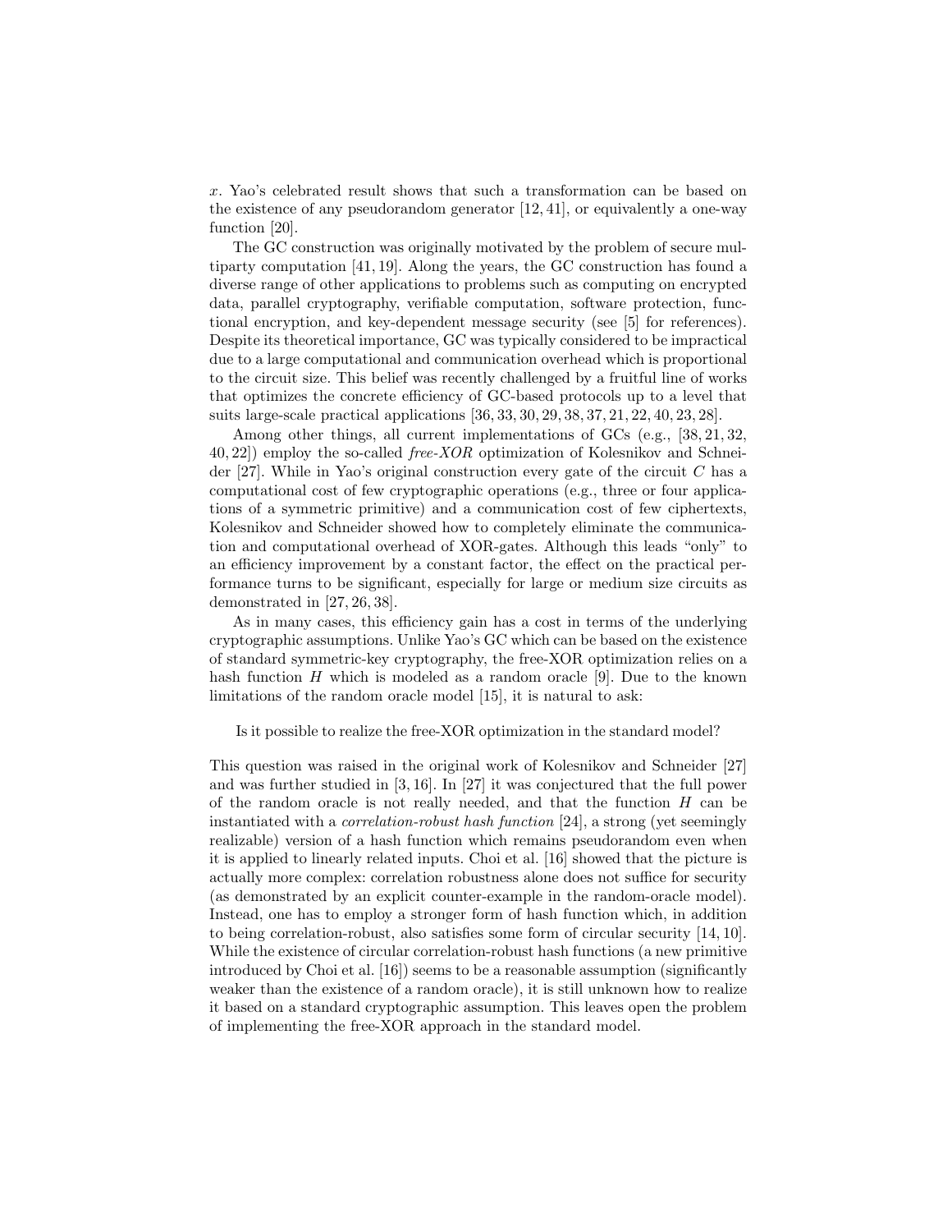$x$. Yao's celebrated result shows that such a transformation can be based on the existence of any pseudorandom generator [12, 41], or equivalently a one-way function [20].

The GC construction was originally motivated by the problem of secure multiparty computation [41, 19]. Along the years, the GC construction has found a diverse range of other applications to problems such as computing on encrypted data, parallel cryptography, verifiable computation, software protection, functional encryption, and key-dependent message security (see [5] for references). Despite its theoretical importance, GC was typically considered to be impractical due to a large computational and communication overhead which is proportional to the circuit size. This belief was recently challenged by a fruitful line of works that optimizes the concrete efficiency of GC-based protocols up to a level that suits large-scale practical applications [36, 33, 30, 29, 38, 37, 21, 22, 40, 23, 28].

Among other things, all current implementations of GCs (e.g., [38, 21, 32, 40, 22]) employ the so-called *free-XOR* optimization of Kolesnikov and Schneider [27]. While in Yao's original construction every gate of the circuit $C$ has a computational cost of few cryptographic operations (e.g., three or four applications of a symmetric primitive) and a communication cost of few ciphertexts, Kolesnikov and Schneider showed how to completely eliminate the communication and computational overhead of XOR-gates. Although this leads "only" to an efficiency improvement by a constant factor, the effect on the practical performance turns to be significant, especially for large or medium size circuits as demonstrated in [27, 26, 38].

As in many cases, this efficiency gain has a cost in terms of the underlying cryptographic assumptions. Unlike Yao's GC which can be based on the existence of standard symmetric-key cryptography, the free-XOR optimization relies on a hash function $H$ which is modeled as a random oracle [9]. Due to the known limitations of the random oracle model [15], it is natural to ask:

Is it possible to realize the free-XOR optimization in the standard model?

This question was raised in the original work of Kolesnikov and Schneider [27] and was further studied in [3, 16]. In [27] it was conjectured that the full power of the random oracle is not really needed, and that the function $H$ can be instantiated with a *correlation-robust hash function* [24], a strong (yet seemingly realizable) version of a hash function which remains pseudorandom even when it is applied to linearly related inputs. Choi et al. [16] showed that the picture is actually more complex: correlation robustness alone does not suffice for security (as demonstrated by an explicit counter-example in the random-oracle model). Instead, one has to employ a stronger form of hash function which, in addition to being correlation-robust, also satisfies some form of circular security [14, 10]. While the existence of circular correlation-robust hash functions (a new primitive introduced by Choi et al. [16]) seems to be a reasonable assumption (significantly weaker than the existence of a random oracle), it is still unknown how to realize it based on a standard cryptographic assumption. This leaves open the problem of implementing the free-XOR approach in the standard model.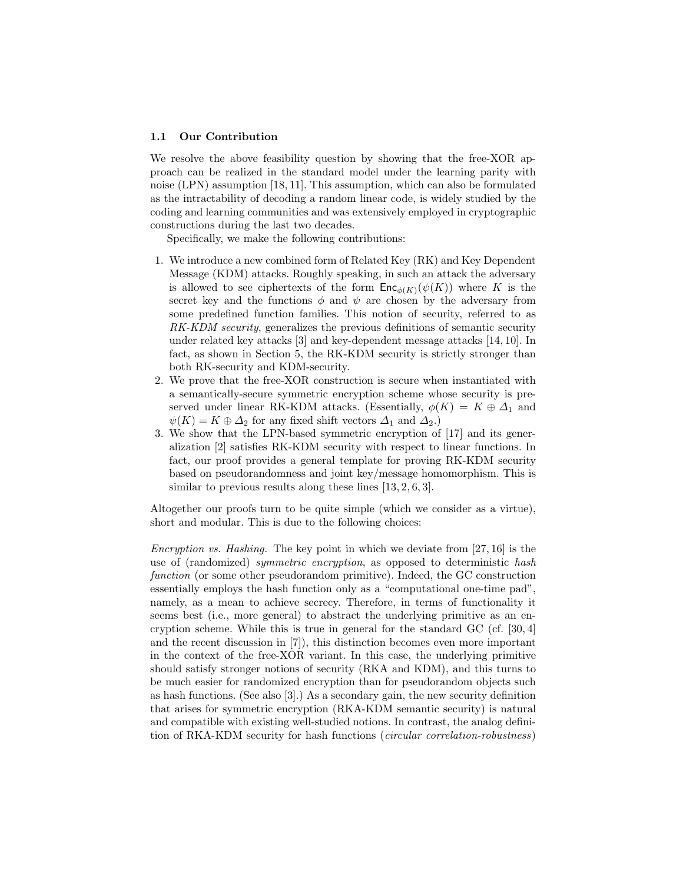### 1.1 Our Contribution

We resolve the above feasibility question by showing that the free-XOR approach can be realized in the standard model under the learning parity with noise (LPN) assumption [18, 11]. This assumption, which can also be formulated as the intractability of decoding a random linear code, is widely studied by the coding and learning communities and was extensively employed in cryptographic constructions during the last two decades.

Specifically, we make the following contributions:

1. We introduce a new combined form of Related Key (RK) and Key Dependent Message (KDM) attacks. Roughly speaking, in such an attack the adversary is allowed to see ciphertexts of the form $\mathsf{Enc}_{\phi(K)}(\psi(K))$ where $K$ is the secret key and the functions $\phi$ and $\psi$ are chosen by the adversary from some predefined function families. This notion of security, referred to as *RK-KDM security*, generalizes the previous definitions of semantic security under related key attacks [3] and key-dependent message attacks [14, 10]. In fact, as shown in Section 5, the RK-KDM security is strictly stronger than both RK-security and KDM-security.
2. We prove that the free-XOR construction is secure when instantiated with a semantically-secure symmetric encryption scheme whose security is preserved under linear RK-KDM attacks. (Essentially, $\phi(K) = K \oplus \Delta_1$ and $\psi(K) = K \oplus \Delta_2$ for any fixed shift vectors $\Delta_1$ and $\Delta_2$.)
3. We show that the LPN-based symmetric encryption of [17] and its generalization [2] satisfies RK-KDM security with respect to linear functions. In fact, our proof provides a general template for proving RK-KDM security based on pseudorandomness and joint key/message homomorphism. This is similar to previous results along these lines [13, 2, 6, 3].

Altogether our proofs turn to be quite simple (which we consider as a virtue), short and modular. This is due to the following choices:

*Encryption vs. Hashing.* The key point in which we deviate from [27, 16] is the use of (randomized) *symmetric encryption*, as opposed to deterministic *hash function* (or some other pseudorandom primitive). Indeed, the GC construction essentially employs the hash function only as a "computational one-time pad", namely, as a mean to achieve secrecy. Therefore, in terms of functionality it seems best (i.e., more general) to abstract the underlying primitive as an encryption scheme. While this is true in general for the standard GC (cf. [30, 4] and the recent discussion in [7]), this distinction becomes even more important in the context of the free-XOR variant. In this case, the underlying primitive should satisfy stronger notions of security (RKA and KDM), and this turns to be much easier for randomized encryption than for pseudorandom objects such as hash functions. (See also [3].) As a secondary gain, the new security definition that arises for symmetric encryption (RKA-KDM semantic security) is natural and compatible with existing well-studied notions. In contrast, the analog definition of RKA-KDM security for hash functions (*circular correlation-robustness*)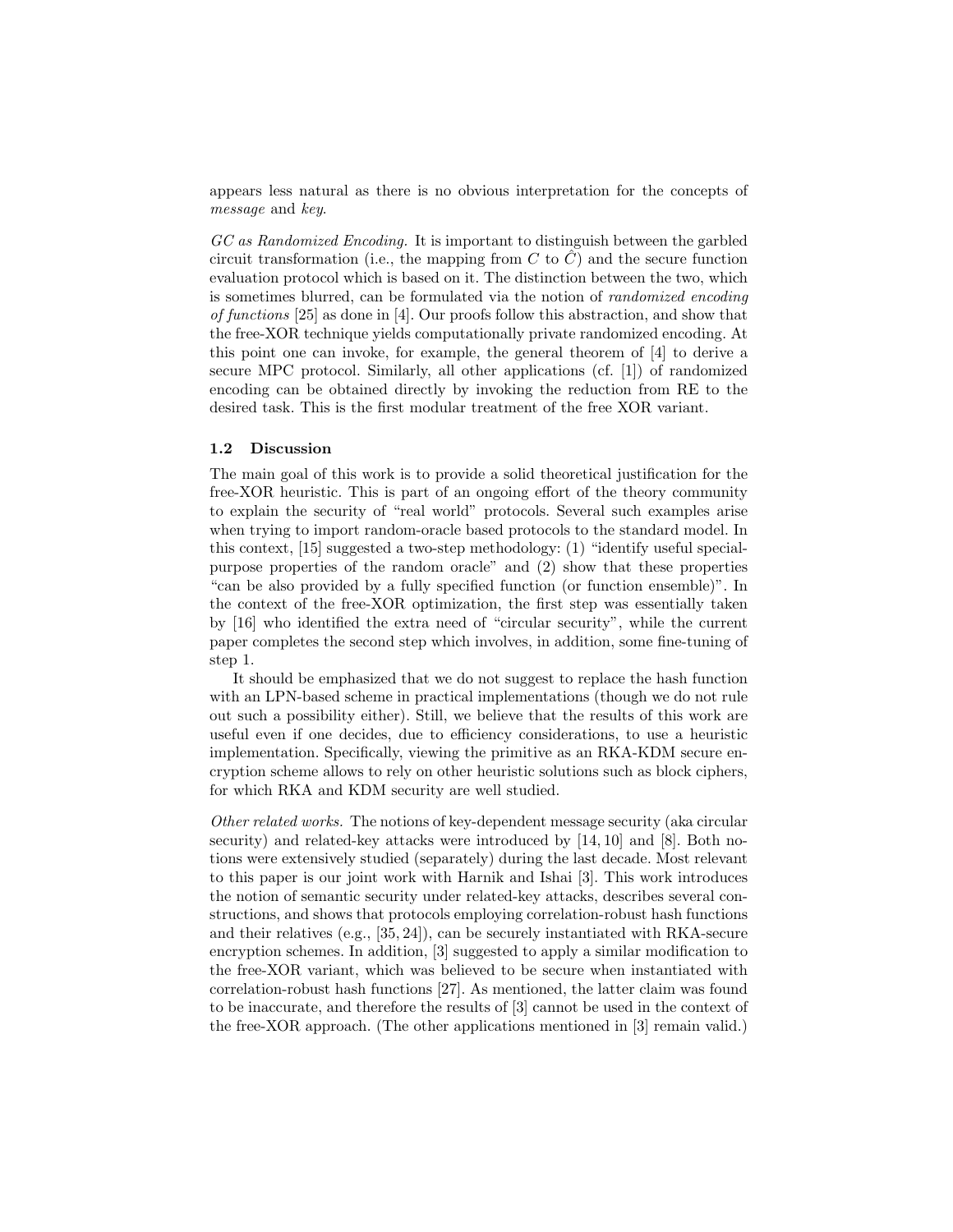appears less natural as there is no obvious interpretation for the concepts of *message* and *key*.

*GC as Randomized Encoding.* It is important to distinguish between the garbled circuit transformation (i.e., the mapping from $C$ to $\hat{C}$) and the secure function evaluation protocol which is based on it. The distinction between the two, which is sometimes blurred, can be formulated via the notion of *randomized encoding of functions* [25] as done in [4]. Our proofs follow this abstraction, and show that the free-XOR technique yields computationally private randomized encoding. At this point one can invoke, for example, the general theorem of [4] to derive a secure MPC protocol. Similarly, all other applications (cf. [1]) of randomized encoding can be obtained directly by invoking the reduction from RE to the desired task. This is the first modular treatment of the free XOR variant.

### 1.2 Discussion

The main goal of this work is to provide a solid theoretical justification for the free-XOR heuristic. This is part of an ongoing effort of the theory community to explain the security of "real world" protocols. Several such examples arise when trying to import random-oracle based protocols to the standard model. In this context, [15] suggested a two-step methodology: (1) "identify useful special-purpose properties of the random oracle" and (2) show that these properties "can be also provided by a fully specified function (or function ensemble)". In the context of the free-XOR optimization, the first step was essentially taken by [16] who identified the extra need of "circular security", while the current paper completes the second step which involves, in addition, some fine-tuning of step 1.

It should be emphasized that we do not suggest to replace the hash function with an LPN-based scheme in practical implementations (though we do not rule out such a possibility either). Still, we believe that the results of this work are useful even if one decides, due to efficiency considerations, to use a heuristic implementation. Specifically, viewing the primitive as an RKA-KDM secure encryption scheme allows to rely on other heuristic solutions such as block ciphers, for which RKA and KDM security are well studied.

*Other related works.* The notions of key-dependent message security (aka circular security) and related-key attacks were introduced by [14, 10] and [8]. Both notions were extensively studied (separately) during the last decade. Most relevant to this paper is our joint work with Harnik and Ishai [3]. This work introduces the notion of semantic security under related-key attacks, describes several constructions, and shows that protocols employing correlation-robust hash functions and their relatives (e.g., [35, 24]), can be securely instantiated with RKA-secure encryption schemes. In addition, [3] suggested to apply a similar modification to the free-XOR variant, which was believed to be secure when instantiated with correlation-robust hash functions [27]. As mentioned, the latter claim was found to be inaccurate, and therefore the results of [3] cannot be used in the context of the free-XOR approach. (The other applications mentioned in [3] remain valid.)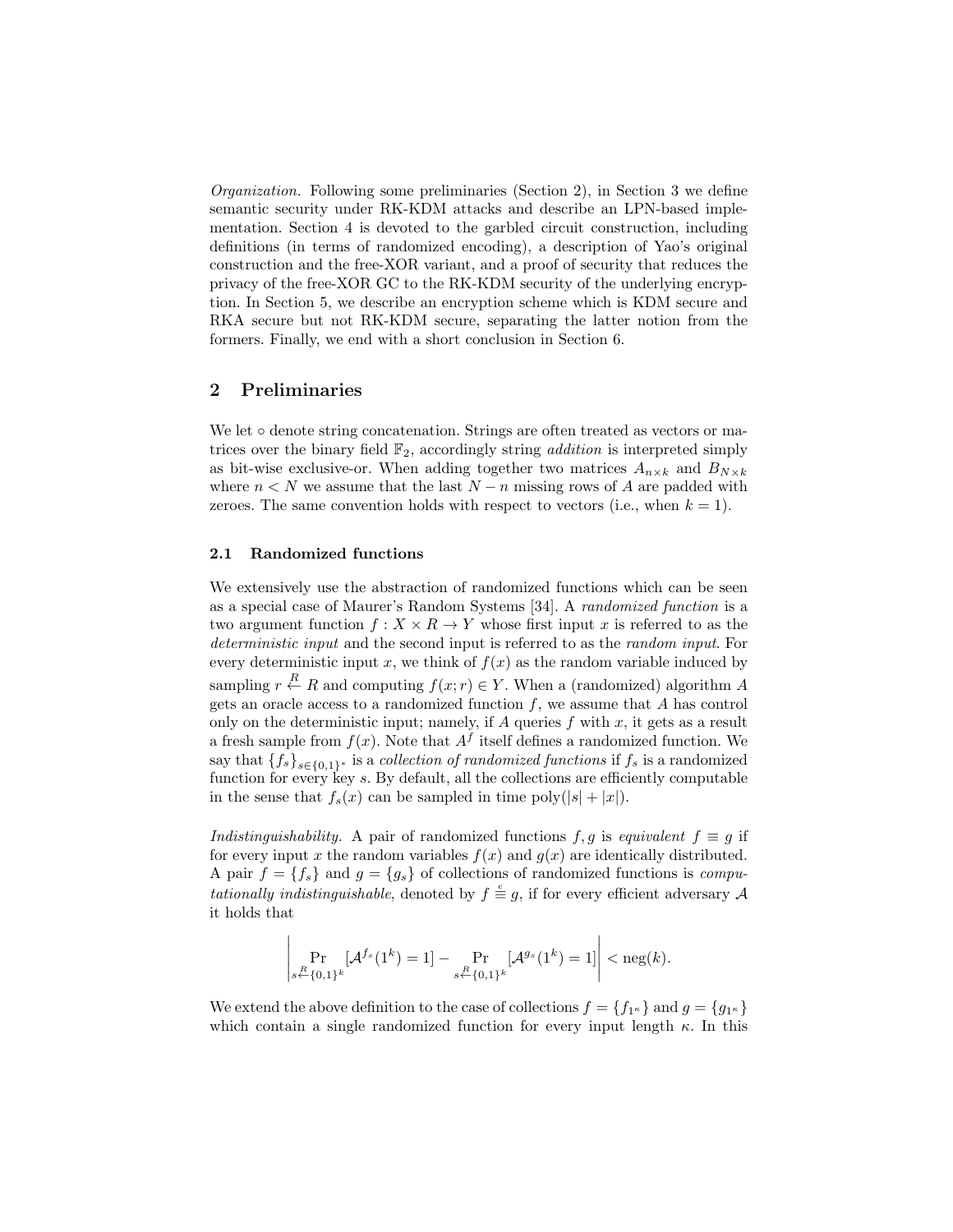*Organization.* Following some preliminaries (Section 2), in Section 3 we define semantic security under RK-KDM attacks and describe an LPN-based implementation. Section 4 is devoted to the garbled circuit construction, including definitions (in terms of randomized encoding), a description of Yao's original construction and the free-XOR variant, and a proof of security that reduces the privacy of the free-XOR GC to the RK-KDM security of the underlying encryption. In Section 5, we describe an encryption scheme which is KDM secure and RKA secure but not RK-KDM secure, separating the latter notion from the formers. Finally, we end with a short conclusion in Section 6.

## 2 Preliminaries

We let $\circ$ denote string concatenation. Strings are often treated as vectors or matrices over the binary field $\mathbb{F}_2$, accordingly string *addition* is interpreted simply as bit-wise exclusive-or. When adding together two matrices $A_{n\times k}$ and $B_{N\times k}$ where $n < N$ we assume that the last $N-n$ missing rows of $A$ are padded with zeroes. The same convention holds with respect to vectors (i.e., when $k=1$).

### 2.1 Randomized functions

We extensively use the abstraction of randomized functions which can be seen as a special case of Maurer's Random Systems [34]. A *randomized function* is a two argument function $f: X \times R \to Y$ whose first input $x$ is referred to as the *deterministic input* and the second input is referred to as the *random input*. For every deterministic input $x$, we think of $f(x)$ as the random variable induced by sampling $r \xleftarrow{R} R$ and computing $f(x;r) \in Y$. When a (randomized) algorithm $A$ gets an oracle access to a randomized function $f$, we assume that $A$ has control only on the deterministic input; namely, if $A$ queries $f$ with $x$, it gets as a result a fresh sample from $f(x)$. Note that $A^f$ itself defines a randomized function. We say that $\{f_s\}_{s\in\{0,1\}^*}$ is a *collection of randomized functions* if $f_s$ is a randomized function for every key $s$. By default, all the collections are efficiently computable in the sense that $f_s(x)$ can be sampled in time $\mathrm{poly}(|s|+|x|)$.

*Indistinguishability.* A pair of randomized functions $f, g$ is *equivalent* $f \equiv g$ if for every input $x$ the random variables $f(x)$ and $g(x)$ are identically distributed. A pair $f = \{f_s\}$ and $g = \{g_s\}$ of collections of randomized functions is *computationally indistinguishable*, denoted by $f \overset{c}{\equiv} g$, if for every efficient adversary $\mathcal{A}$ it holds that

$$\left| \Pr_{s \xleftarrow{R} \{0,1\}^k} [\mathcal{A}^{f_s}(1^k) = 1] - \Pr_{s \xleftarrow{R} \{0,1\}^k} [\mathcal{A}^{g_s}(1^k) = 1] \right| < \mathrm{neg}(k).$$

We extend the above definition to the case of collections $f = \{f_{1^\kappa}\}$ and $g = \{g_{1^\kappa}\}$ which contain a single randomized function for every input length $\kappa$. In this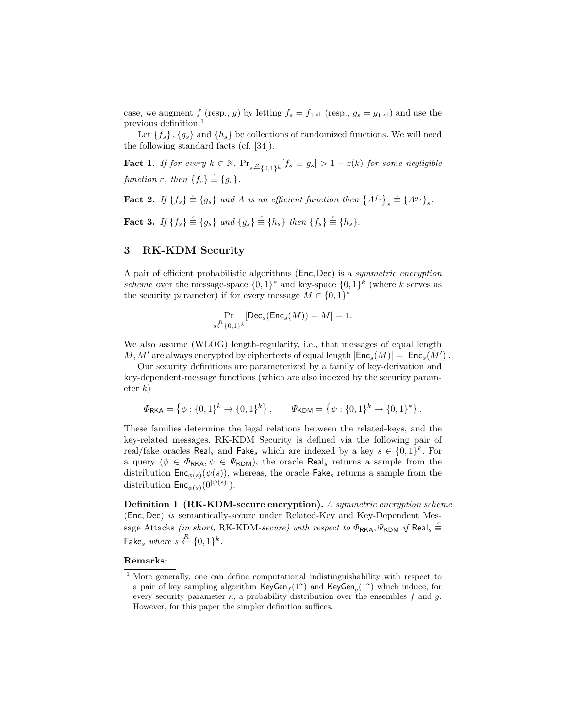case, we augment $f$ (resp., $g$) by letting $f_s = f_{1^{|s|}}$ (resp., $g_s = g_{1^{|s|}}$) and use the previous definition.[1]

Let $\{f_s\}, \{g_s\}$ and $\{h_s\}$ be collections of randomized functions. We will need the following standard facts (cf. [34]).

**Fact 1.** *If for every $k \in \mathbb{N}$, $\Pr_{s \xleftarrow{R} \{0,1\}^k}[f_s \equiv g_s] > 1 - \varepsilon(k)$ for some negligible function $\varepsilon$, then $\{f_s\} \stackrel{c}{\equiv} \{g_s\}$.*

**Fact 2.** *If $\{f_s\} \stackrel{c}{\equiv} \{g_s\}$ and $A$ is an efficient function then $\{A^{f_s}\}_s \stackrel{c}{\equiv} \{A^{g_s}\}_s$.*

**Fact 3.** *If $\{f_s\} \stackrel{c}{\equiv} \{g_s\}$ and $\{g_s\} \stackrel{c}{\equiv} \{h_s\}$ then $\{f_s\} \stackrel{c}{\equiv} \{h_s\}$.*

## 3 RK-KDM Security

A pair of efficient probabilistic algorithms $(\mathsf{Enc}, \mathsf{Dec})$ is a *symmetric encryption scheme* over the message-space $\{0,1\}^*$ and key-space $\{0,1\}^k$ (where $k$ serves as the security parameter) if for every message $M \in \{0,1\}^*$

$$\Pr_{s \xleftarrow{R} \{0,1\}^k}[\mathsf{Dec}_s(\mathsf{Enc}_s(M)) = M] = 1.$$

We also assume (WLOG) length-regularity, i.e., that messages of equal length $M, M'$ are always encrypted by ciphertexts of equal length $|\mathsf{Enc}_s(M)| = |\mathsf{Enc}_s(M')|$.

Our security definitions are parameterized by a family of key-derivation and key-dependent-message functions (which are also indexed by the security parameter $k$)

$$\Phi_{\mathsf{RKA}} = \left\{ \phi : \{0,1\}^k \to \{0,1\}^k \right\}, \qquad \Psi_{\mathsf{KDM}} = \left\{ \psi : \{0,1\}^k \to \{0,1\}^* \right\}.$$

These families determine the legal relations between the related-keys, and the key-related messages. RK-KDM Security is defined via the following pair of real/fake oracles $\mathsf{Real}_s$ and $\mathsf{Fake}_s$ which are indexed by a key $s \in \{0,1\}^k$. For a query $(\phi \in \Phi_{\mathsf{RKA}}, \psi \in \Psi_{\mathsf{KDM}})$, the oracle $\mathsf{Real}_s$ returns a sample from the distribution $\mathsf{Enc}_{\phi(s)}(\psi(s))$, whereas, the oracle $\mathsf{Fake}_s$ returns a sample from the distribution $\mathsf{Enc}_{\phi(s)}(0^{|\psi(s)|})$.

**Definition 1 (RK-KDM-secure encryption).** *A symmetric encryption scheme* $(\mathsf{Enc}, \mathsf{Dec})$ *is* semantically-secure under Related-Key and Key-Dependent Message Attacks *(in short,* RK-KDM*-secure) with respect to $\Phi_{\mathsf{RKA}}, \Psi_{\mathsf{KDM}}$ if $\mathsf{Real}_s \stackrel{c}{\equiv} \mathsf{Fake}_s$ where $s \xleftarrow{R} \{0,1\}^k$.*

**Remarks:**

[1] More generally, one can define computational indistinguishability with respect to a pair of key sampling algorithm $\mathsf{KeyGen}_f(1^\kappa)$ and $\mathsf{KeyGen}_g(1^\kappa)$ which induce, for every security parameter $\kappa$, a probability distribution over the ensembles $f$ and $g$. However, for this paper the simpler definition suffices.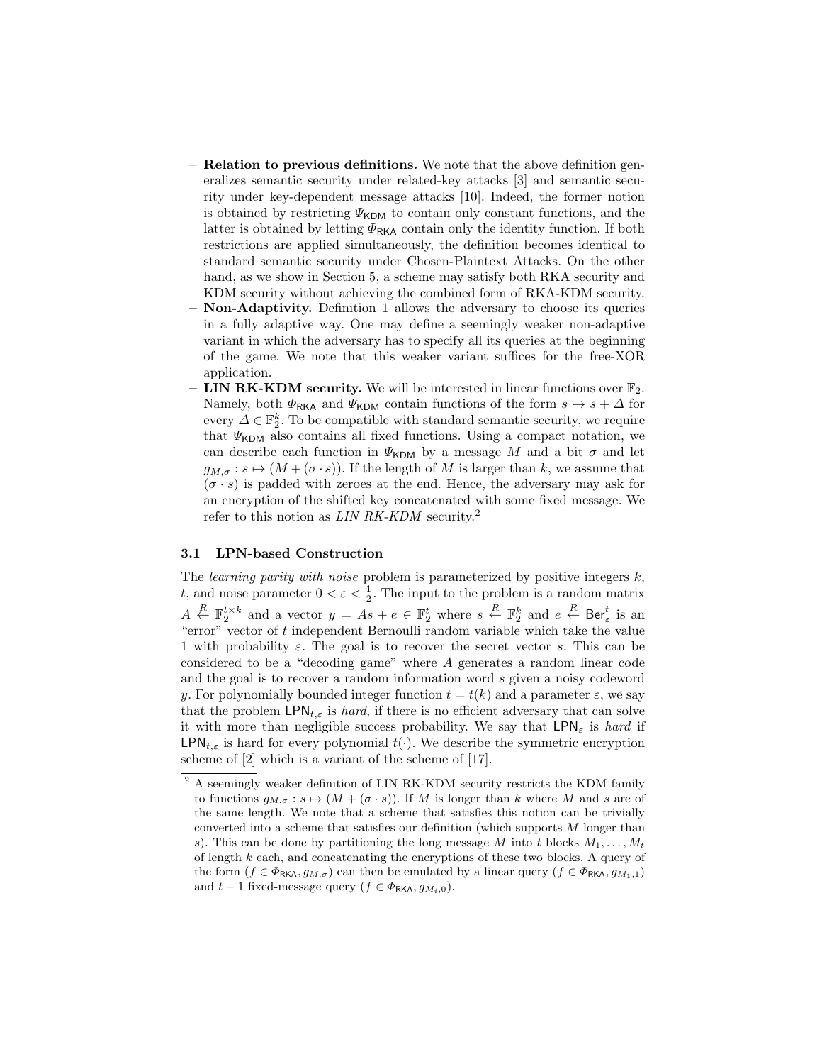- **Relation to previous definitions.** We note that the above definition generalizes semantic security under related-key attacks [3] and semantic security under key-dependent message attacks [10]. Indeed, the former notion is obtained by restricting $\Psi_{\mathsf{KDM}}$ to contain only constant functions, and the latter is obtained by letting $\Phi_{\mathsf{RKA}}$ contain only the identity function. If both restrictions are applied simultaneously, the definition becomes identical to standard semantic security under Chosen-Plaintext Attacks. On the other hand, as we show in Section 5, a scheme may satisfy both RKA security and KDM security without achieving the combined form of RKA-KDM security.
- **Non-Adaptivity.** Definition 1 allows the adversary to choose its queries in a fully adaptive way. One may define a seemingly weaker non-adaptive variant in which the adversary has to specify all its queries at the beginning of the game. We note that this weaker variant suffices for the free-XOR application.
- **LIN RK-KDM security.** We will be interested in linear functions over $\mathbb{F}_2$. Namely, both $\Phi_{\mathsf{RKA}}$ and $\Psi_{\mathsf{KDM}}$ contain functions of the form $s \mapsto s + \Delta$ for every $\Delta \in \mathbb{F}_2^k$. To be compatible with standard semantic security, we require that $\Psi_{\mathsf{KDM}}$ also contains all fixed functions. Using a compact notation, we can describe each function in $\Psi_{\mathsf{KDM}}$ by a message $M$ and a bit $\sigma$ and let $g_{M,\sigma} : s \mapsto (M + (\sigma \cdot s))$. If the length of $M$ is larger than $k$, we assume that $(\sigma \cdot s)$ is padded with zeroes at the end. Hence, the adversary may ask for an encryption of the shifted key concatenated with some fixed message. We refer to this notion as *LIN RK-KDM* security.[2]

### 3.1 LPN-based Construction

The *learning parity with noise* problem is parameterized by positive integers $k$, $t$, and noise parameter $0 < \varepsilon < \frac{1}{2}$. The input to the problem is a random matrix $A \xleftarrow{R} \mathbb{F}_2^{t \times k}$ and a vector $y = As + e \in \mathbb{F}_2^t$ where $s \xleftarrow{R} \mathbb{F}_2^k$ and $e \xleftarrow{R} \mathsf{Ber}_\varepsilon^t$ is an "error" vector of $t$ independent Bernoulli random variable which take the value 1 with probability $\varepsilon$. The goal is to recover the secret vector $s$. This can be considered to be a "decoding game" where $A$ generates a random linear code and the goal is to recover a random information word $s$ given a noisy codeword $y$. For polynomially bounded integer function $t = t(k)$ and a parameter $\varepsilon$, we say that the problem $\mathsf{LPN}_{t,\varepsilon}$ is *hard*, if there is no efficient adversary that can solve it with more than negligible success probability. We say that $\mathsf{LPN}_\varepsilon$ is *hard* if $\mathsf{LPN}_{t,\varepsilon}$ is hard for every polynomial $t(\cdot)$. We describe the symmetric encryption scheme of [2] which is a variant of the scheme of [17].

---

[2] A seemingly weaker definition of LIN RK-KDM security restricts the KDM family to functions $g_{M,\sigma} : s \mapsto (M + (\sigma \cdot s))$. If $M$ is longer than $k$ where $M$ and $s$ are of the same length. We note that a scheme that satisfies this notion can be trivially converted into a scheme that satisfies our definition (which supports $M$ longer than $s$). This can be done by partitioning the long message $M$ into $t$ blocks $M_1, \ldots, M_t$ of length $k$ each, and concatenating the encryptions of these two blocks. A query of the form $(f \in \Phi_{\mathsf{RKA}}, g_{M,\sigma})$ can then be emulated by a linear query $(f \in \Phi_{\mathsf{RKA}}, g_{M_1,1})$ and $t-1$ fixed-message query $(f \in \Phi_{\mathsf{RKA}}, g_{M_i,0})$.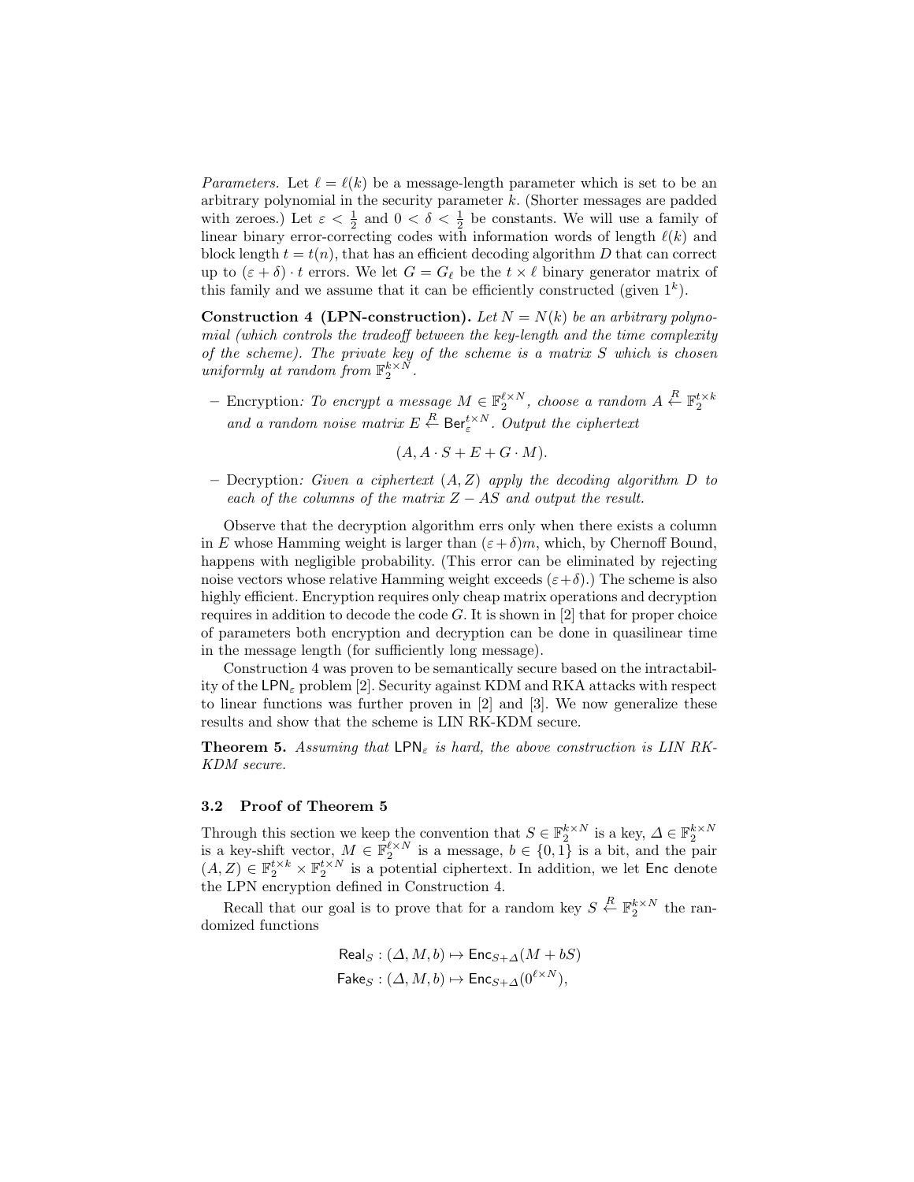*Parameters.* Let $\ell = \ell(k)$ be a message-length parameter which is set to be an arbitrary polynomial in the security parameter $k$. (Shorter messages are padded with zeroes.) Let $\varepsilon < \frac{1}{2}$ and $0 < \delta < \frac{1}{2}$ be constants. We will use a family of linear binary error-correcting codes with information words of length $\ell(k)$ and block length $t = t(n)$, that has an efficient decoding algorithm $D$ that can correct up to $(\varepsilon + \delta) \cdot t$ errors. We let $G = G_\ell$ be the $t \times \ell$ binary generator matrix of this family and we assume that it can be efficiently constructed (given $1^k$).

**Construction 4 (LPN-construction).** *Let $N = N(k)$ be an arbitrary polynomial (which controls the tradeoff between the key-length and the time complexity of the scheme). The private key of the scheme is a matrix $S$ which is chosen uniformly at random from $\mathbb{F}_2^{k \times N}$.*

– Encryption*: To encrypt a message $M \in \mathbb{F}_2^{\ell \times N}$, choose a random $A \stackrel{R}{\leftarrow} \mathbb{F}_2^{t \times k}$ and a random noise matrix $E \stackrel{R}{\leftarrow} \mathsf{Ber}_\varepsilon^{t \times N}$. Output the ciphertext*

$$(A, A \cdot S + E + G \cdot M).$$

– Decryption*: Given a ciphertext $(A, Z)$ apply the decoding algorithm $D$ to each of the columns of the matrix $Z - AS$ and output the result.*

Observe that the decryption algorithm errs only when there exists a column in $E$ whose Hamming weight is larger than $(\varepsilon + \delta)m$, which, by Chernoff Bound, happens with negligible probability. (This error can be eliminated by rejecting noise vectors whose relative Hamming weight exceeds $(\varepsilon + \delta)$.) The scheme is also highly efficient. Encryption requires only cheap matrix operations and decryption requires in addition to decode the code $G$. It is shown in [2] that for proper choice of parameters both encryption and decryption can be done in quasilinear time in the message length (for sufficiently long message).

Construction 4 was proven to be semantically secure based on the intractability of the $\mathsf{LPN}_\varepsilon$ problem [2]. Security against KDM and RKA attacks with respect to linear functions was further proven in [2] and [3]. We now generalize these results and show that the scheme is LIN RK-KDM secure.

**Theorem 5.** *Assuming that $\mathsf{LPN}_\varepsilon$ is hard, the above construction is LIN RK-KDM secure.*

### 3.2 Proof of Theorem 5

Through this section we keep the convention that $S \in \mathbb{F}_2^{k \times N}$ is a key, $\Delta \in \mathbb{F}_2^{k \times N}$ is a key-shift vector, $M \in \mathbb{F}_2^{\ell \times N}$ is a message, $b \in \{0, 1\}$ is a bit, and the pair $(A, Z) \in \mathbb{F}_2^{t \times k} \times \mathbb{F}_2^{t \times N}$ is a potential ciphertext. In addition, we let $\mathsf{Enc}$ denote the LPN encryption defined in Construction 4.

Recall that our goal is to prove that for a random key $S \stackrel{R}{\leftarrow} \mathbb{F}_2^{k \times N}$ the randomized functions

$$\mathsf{Real}_S : (\Delta, M, b) \mapsto \mathsf{Enc}_{S+\Delta}(M + bS)$$
$$\mathsf{Fake}_S : (\Delta, M, b) \mapsto \mathsf{Enc}_{S+\Delta}(0^{\ell \times N}),$$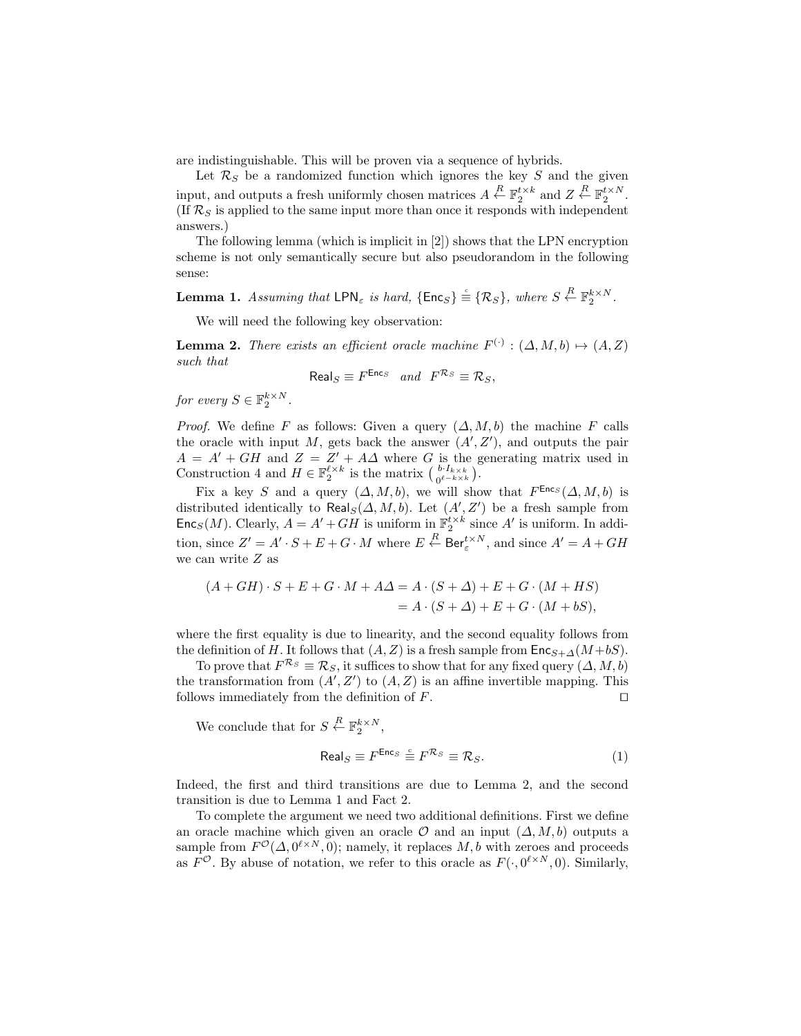are indistinguishable. This will be proven via a sequence of hybrids.

Let $\mathcal{R}_S$ be a randomized function which ignores the key $S$ and the given input, and outputs a fresh uniformly chosen matrices $A \xleftarrow{R} \mathbb{F}_2^{t\times k}$ and $Z \xleftarrow{R} \mathbb{F}_2^{t\times N}$. (If $\mathcal{R}_S$ is applied to the same input more than once it responds with independent answers.)

The following lemma (which is implicit in [2]) shows that the LPN encryption scheme is not only semantically secure but also pseudorandom in the following sense:

**Lemma 1.** *Assuming that* $\mathsf{LPN}_\varepsilon$ *is hard,* $\{\mathsf{Enc}_S\} \stackrel{c}{\equiv} \{\mathcal{R}_S\}$*, where* $S \xleftarrow{R} \mathbb{F}_2^{k\times N}$.

We will need the following key observation:

**Lemma 2.** *There exists an efficient oracle machine* $F^{(\cdot)} : (\Delta, M, b) \mapsto (A, Z)$ *such that*

$$\mathsf{Real}_S \equiv F^{\mathsf{Enc}_S} \quad \text{and} \quad F^{\mathcal{R}_S} \equiv \mathcal{R}_S,$$

*for every* $S \in \mathbb{F}_2^{k\times N}$.

*Proof.* We define $F$ as follows: Given a query $(\Delta, M, b)$ the machine $F$ calls the oracle with input $M$, gets back the answer $(A', Z')$, and outputs the pair $A = A' + GH$ and $Z = Z' + A\Delta$ where $G$ is the generating matrix used in Construction 4 and $H \in \mathbb{F}_2^{\ell\times k}$ is the matrix $\binom{b\cdot I_{k\times k}}{0^{\ell-k\times k}}$.

Fix a key $S$ and a query $(\Delta, M, b)$, we will show that $F^{\mathsf{Enc}_S}(\Delta, M, b)$ is distributed identically to $\mathsf{Real}_S(\Delta, M, b)$. Let $(A', Z')$ be a fresh sample from $\mathsf{Enc}_S(M)$. Clearly, $A = A' + GH$ is uniform in $\mathbb{F}_2^{t\times k}$ since $A'$ is uniform. In addition, since $Z' = A' \cdot S + E + G \cdot M$ where $E \xleftarrow{R} \mathsf{Ber}_\varepsilon^{t\times N}$, and since $A' = A + GH$ we can write $Z$ as

$$\begin{aligned}(A + GH) \cdot S + E + G \cdot M + A\Delta &= A \cdot (S + \Delta) + E + G \cdot (M + HS) \\ &= A \cdot (S + \Delta) + E + G \cdot (M + bS),\end{aligned}$$

where the first equality is due to linearity, and the second equality follows from the definition of $H$. It follows that $(A, Z)$ is a fresh sample from $\mathsf{Enc}_{S+\Delta}(M+bS)$.

To prove that $F^{\mathcal{R}_S} \equiv \mathcal{R}_S$, it suffices to show that for any fixed query $(\Delta, M, b)$ the transformation from $(A', Z')$ to $(A, Z)$ is an affine invertible mapping. This follows immediately from the definition of $F$. $\square$

We conclude that for $S \xleftarrow{R} \mathbb{F}_2^{k\times N}$,

$$\mathsf{Real}_S \equiv F^{\mathsf{Enc}_S} \stackrel{c}{\equiv} F^{\mathcal{R}_S} \equiv \mathcal{R}_S. \tag{1}$$

Indeed, the first and third transitions are due to Lemma 2, and the second transition is due to Lemma 1 and Fact 2.

To complete the argument we need two additional definitions. First we define an oracle machine which given an oracle $\mathcal{O}$ and an input $(\Delta, M, b)$ outputs a sample from $F^{\mathcal{O}}(\Delta, 0^{\ell\times N}, 0)$; namely, it replaces $M, b$ with zeroes and proceeds as $F^{\mathcal{O}}$. By abuse of notation, we refer to this oracle as $F(\cdot, 0^{\ell\times N}, 0)$. Similarly,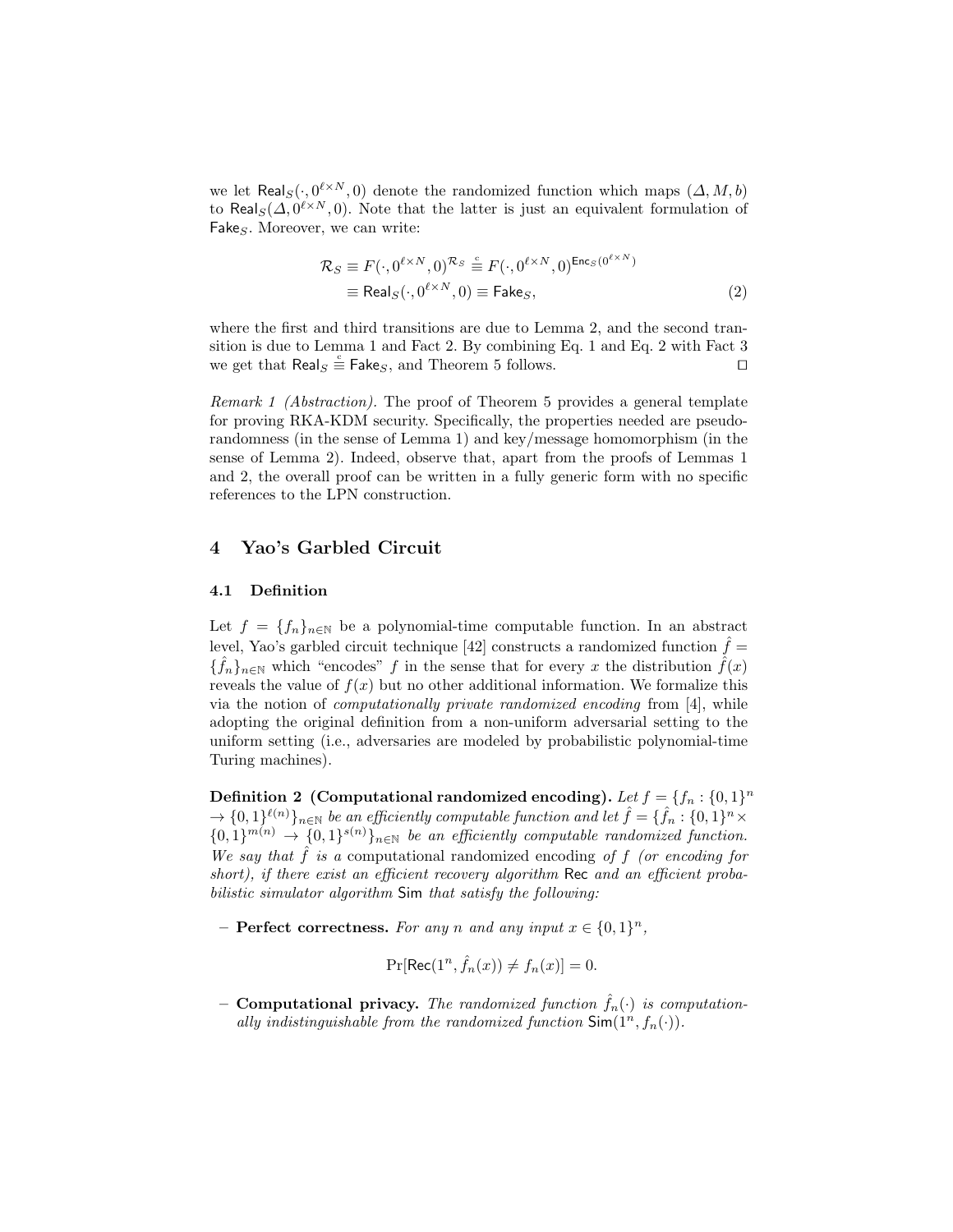we let $\mathsf{Real}_S(\cdot, 0^{\ell \times N}, 0)$ denote the randomized function which maps $(\Delta, M, b)$ to $\mathsf{Real}_S(\Delta, 0^{\ell \times N}, 0)$. Note that the latter is just an equivalent formulation of $\mathsf{Fake}_S$. Moreover, we can write:

$$
\begin{aligned}
\mathcal{R}_S \equiv F(\cdot, 0^{\ell \times N}, 0)^{\mathcal{R}_S} &\stackrel{c}{\equiv} F(\cdot, 0^{\ell \times N}, 0)^{\mathsf{Enc}_S(0^{\ell \times N})} \\
&\equiv \mathsf{Real}_S(\cdot, 0^{\ell \times N}, 0) \equiv \mathsf{Fake}_S,
\end{aligned} \tag{2}
$$

where the first and third transitions are due to Lemma 2, and the second transition is due to Lemma 1 and Fact 2. By combining Eq. 1 and Eq. 2 with Fact 3 we get that $\mathsf{Real}_S \stackrel{c}{\equiv} \mathsf{Fake}_S$, and Theorem 5 follows. $\square$

*Remark 1 (Abstraction).* The proof of Theorem 5 provides a general template for proving RKA-KDM security. Specifically, the properties needed are pseudorandomness (in the sense of Lemma 1) and key/message homomorphism (in the sense of Lemma 2). Indeed, observe that, apart from the proofs of Lemmas 1 and 2, the overall proof can be written in a fully generic form with no specific references to the LPN construction.

## 4 Yao's Garbled Circuit

### 4.1 Definition

Let $f = \{f_n\}_{n \in \mathbb{N}}$ be a polynomial-time computable function. In an abstract level, Yao's garbled circuit technique [42] constructs a randomized function $\hat{f} = \{\hat{f}_n\}_{n \in \mathbb{N}}$ which "encodes" $f$ in the sense that for every $x$ the distribution $\hat{f}(x)$ reveals the value of $f(x)$ but no other additional information. We formalize this via the notion of *computationally private randomized encoding* from [4], while adopting the original definition from a non-uniform adversarial setting to the uniform setting (i.e., adversaries are modeled by probabilistic polynomial-time Turing machines).

**Definition 2 (Computational randomized encoding).** *Let $f = \{f_n : \{0,1\}^n \to \{0,1\}^{\ell(n)}\}_{n \in \mathbb{N}}$ be an efficiently computable function and let $\hat{f} = \{\hat{f}_n : \{0,1\}^n \times \{0,1\}^{m(n)} \to \{0,1\}^{s(n)}\}_{n \in \mathbb{N}}$ be an efficiently computable randomized function. We say that $\hat{f}$ is a* computational randomized encoding *of $f$ (or encoding for short), if there exist an efficient recovery algorithm $\mathsf{Rec}$ and an efficient probabilistic simulator algorithm $\mathsf{Sim}$ that satisfy the following:*

- **Perfect correctness.** *For any $n$ and any input $x \in \{0,1\}^n$,*

$$
\Pr[\mathsf{Rec}(1^n, \hat{f}_n(x)) \neq f_n(x)] = 0.
$$

- **Computational privacy.** *The randomized function $\hat{f}_n(\cdot)$ is computationally indistinguishable from the randomized function $\mathsf{Sim}(1^n, f_n(\cdot))$.*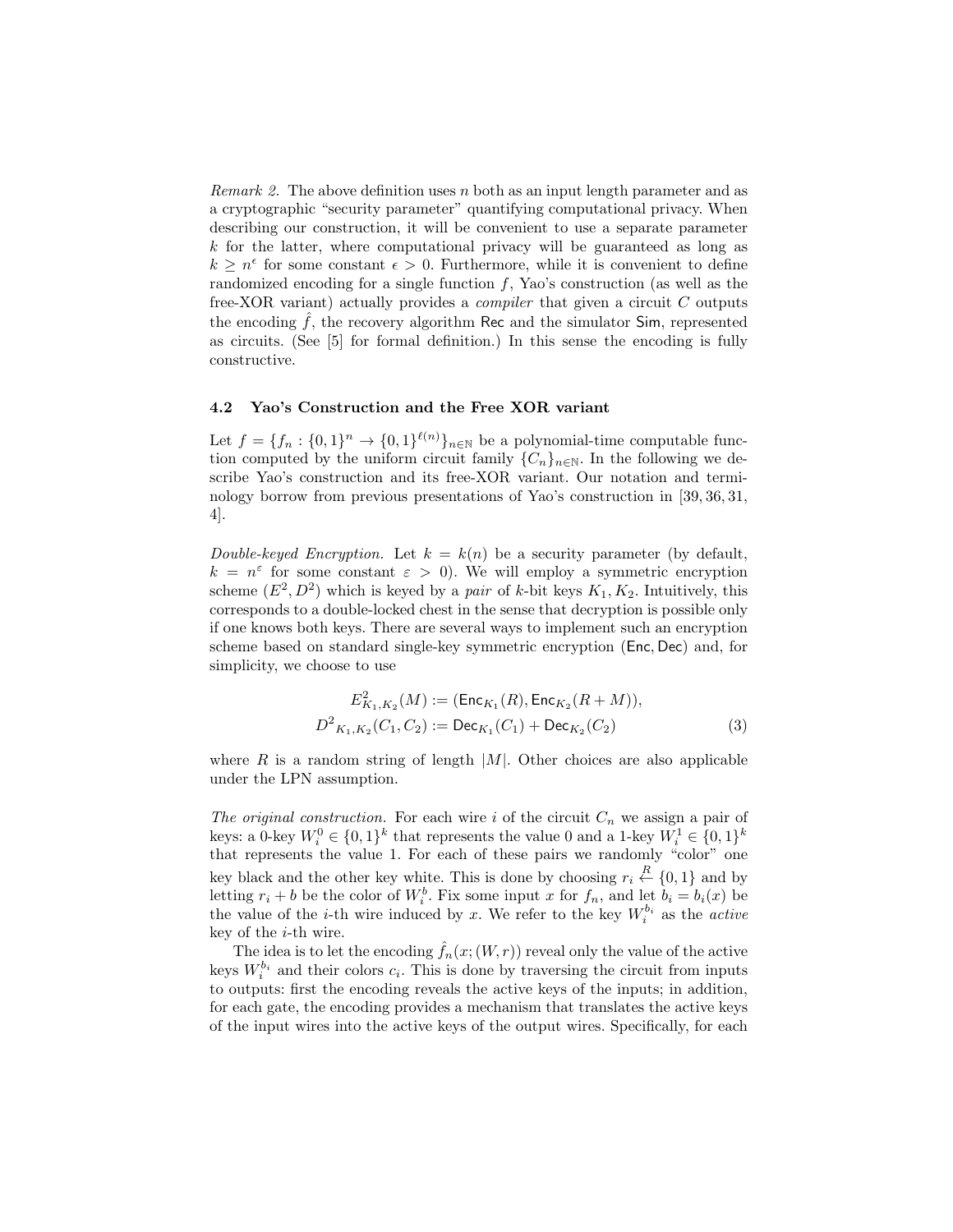*Remark 2.* The above definition uses $n$ both as an input length parameter and as a cryptographic "security parameter" quantifying computational privacy. When describing our construction, it will be convenient to use a separate parameter $k$ for the latter, where computational privacy will be guaranteed as long as $k \geq n^{\epsilon}$ for some constant $\epsilon > 0$. Furthermore, while it is convenient to define randomized encoding for a single function $f$, Yao's construction (as well as the free-XOR variant) actually provides a *compiler* that given a circuit $C$ outputs the encoding $\hat{f}$, the recovery algorithm $\mathsf{Rec}$ and the simulator $\mathsf{Sim}$, represented as circuits. (See [5] for formal definition.) In this sense the encoding is fully constructive.

### 4.2 Yao's Construction and the Free XOR variant

Let $f = \{f_n : \{0,1\}^n \to \{0,1\}^{\ell(n)}\}_{n \in \mathbb{N}}$ be a polynomial-time computable function computed by the uniform circuit family $\{C_n\}_{n \in \mathbb{N}}$. In the following we describe Yao's construction and its free-XOR variant. Our notation and terminology borrow from previous presentations of Yao's construction in [39, 36, 31, 4].

*Double-keyed Encryption.* Let $k = k(n)$ be a security parameter (by default, $k = n^{\varepsilon}$ for some constant $\varepsilon > 0$). We will employ a symmetric encryption scheme $(E^2, D^2)$ which is keyed by a *pair* of $k$-bit keys $K_1, K_2$. Intuitively, this corresponds to a double-locked chest in the sense that decryption is possible only if one knows both keys. There are several ways to implement such an encryption scheme based on standard single-key symmetric encryption $(\mathsf{Enc}, \mathsf{Dec})$ and, for simplicity, we choose to use

$$
\begin{aligned}
E^2_{K_1,K_2}(M) &:= (\mathsf{Enc}_{K_1}(R), \mathsf{Enc}_{K_2}(R + M)), \\
{D^2}_{K_1,K_2}(C_1, C_2) &:= \mathsf{Dec}_{K_1}(C_1) + \mathsf{Dec}_{K_2}(C_2)
\end{aligned} \tag{3}
$$

where $R$ is a random string of length $|M|$. Other choices are also applicable under the LPN assumption.

*The original construction.* For each wire $i$ of the circuit $C_n$ we assign a pair of keys: a 0-key $W_i^0 \in \{0,1\}^k$ that represents the value 0 and a 1-key $W_i^1 \in \{0,1\}^k$ that represents the value 1. For each of these pairs we randomly "color" one key black and the other key white. This is done by choosing $r_i \stackrel{R}{\leftarrow} \{0,1\}$ and by letting $r_i + b$ be the color of $W_i^b$. Fix some input $x$ for $f_n$, and let $b_i = b_i(x)$ be the value of the $i$-th wire induced by $x$. We refer to the key $W_i^{b_i}$ as the *active* key of the $i$-th wire.

The idea is to let the encoding $\hat{f}_n(x; (W, r))$ reveal only the value of the active keys $W_i^{b_i}$ and their colors $c_i$. This is done by traversing the circuit from inputs to outputs: first the encoding reveals the active keys of the inputs; in addition, for each gate, the encoding provides a mechanism that translates the active keys of the input wires into the active keys of the output wires. Specifically, for each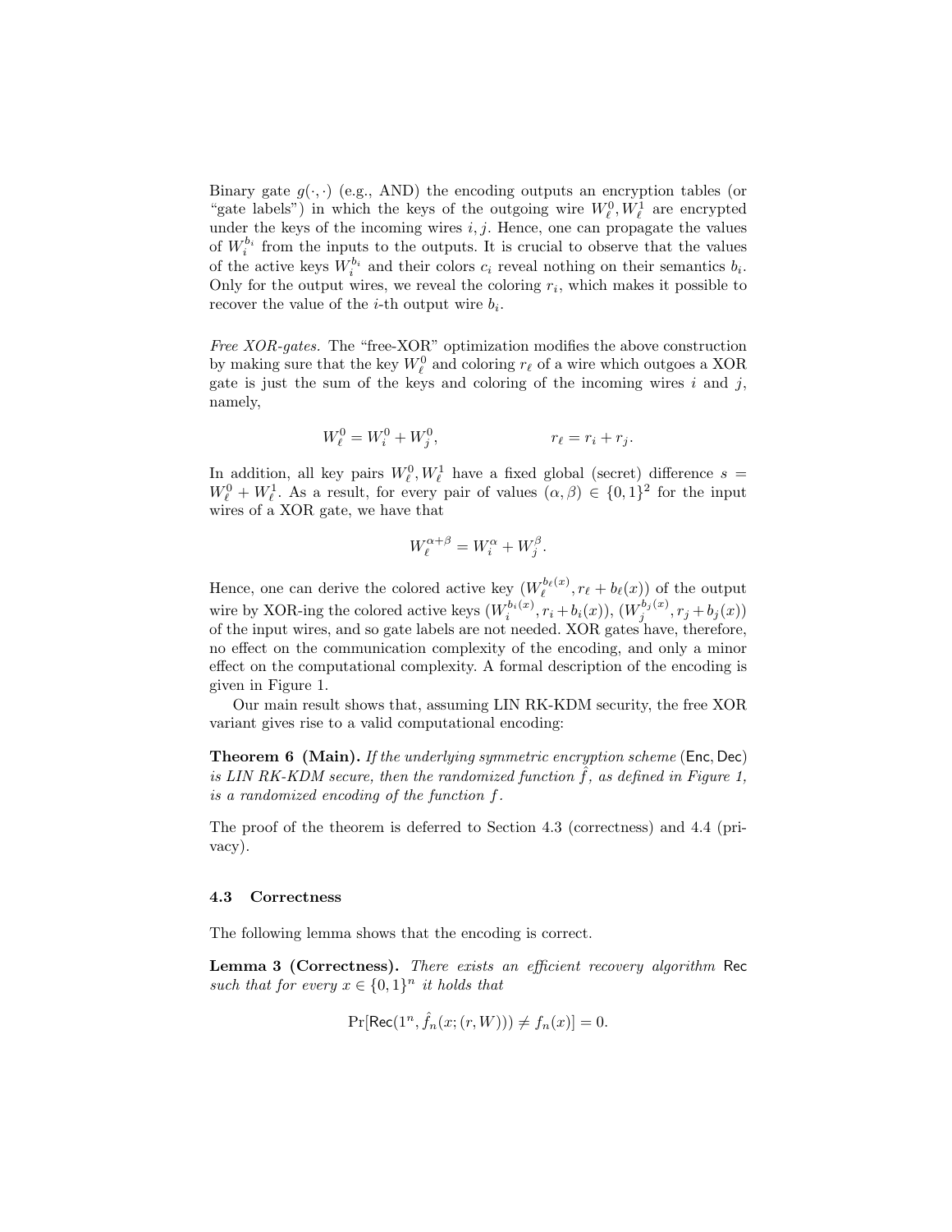Binary gate $g(\cdot,\cdot)$ (e.g., AND) the encoding outputs an encryption tables (or "gate labels") in which the keys of the outgoing wire $W_\ell^0, W_\ell^1$ are encrypted under the keys of the incoming wires $i, j$. Hence, one can propagate the values of $W_i^{b_i}$ from the inputs to the outputs. It is crucial to observe that the values of the active keys $W_i^{b_i}$ and their colors $c_i$ reveal nothing on their semantics $b_i$. Only for the output wires, we reveal the coloring $r_i$, which makes it possible to recover the value of the $i$-th output wire $b_i$.

*Free XOR-gates.* The "free-XOR" optimization modifies the above construction by making sure that the key $W_\ell^0$ and coloring $r_\ell$ of a wire which outgoes a XOR gate is just the sum of the keys and coloring of the incoming wires $i$ and $j$, namely,

$$W_\ell^0 = W_i^0 + W_j^0, \qquad\qquad r_\ell = r_i + r_j.$$

In addition, all key pairs $W_\ell^0, W_\ell^1$ have a fixed global (secret) difference $s = W_\ell^0 + W_\ell^1$. As a result, for every pair of values $(\alpha, \beta) \in \{0,1\}^2$ for the input wires of a XOR gate, we have that

$$W_\ell^{\alpha+\beta} = W_i^\alpha + W_j^\beta.$$

Hence, one can derive the colored active key $(W_\ell^{b_\ell(x)}, r_\ell + b_\ell(x))$ of the output wire by XOR-ing the colored active keys $(W_i^{b_i(x)}, r_i + b_i(x))$, $(W_j^{b_j(x)}, r_j + b_j(x))$ of the input wires, and so gate labels are not needed. XOR gates have, therefore, no effect on the communication complexity of the encoding, and only a minor effect on the computational complexity. A formal description of the encoding is given in Figure 1.

Our main result shows that, assuming LIN RK-KDM security, the free XOR variant gives rise to a valid computational encoding:

**Theorem 6 (Main).** *If the underlying symmetric encryption scheme* $(\mathsf{Enc}, \mathsf{Dec})$ *is LIN RK-KDM secure, then the randomized function* $\hat{f}$*, as defined in Figure 1, is a randomized encoding of the function* $f$*.*

The proof of the theorem is deferred to Section 4.3 (correctness) and 4.4 (privacy).

### 4.3 Correctness

The following lemma shows that the encoding is correct.

**Lemma 3 (Correctness).** *There exists an efficient recovery algorithm* $\mathsf{Rec}$ *such that for every* $x \in \{0,1\}^n$ *it holds that*

$$\Pr[\mathsf{Rec}(1^n, \hat{f}_n(x; (r, W))) \neq f_n(x)] = 0.$$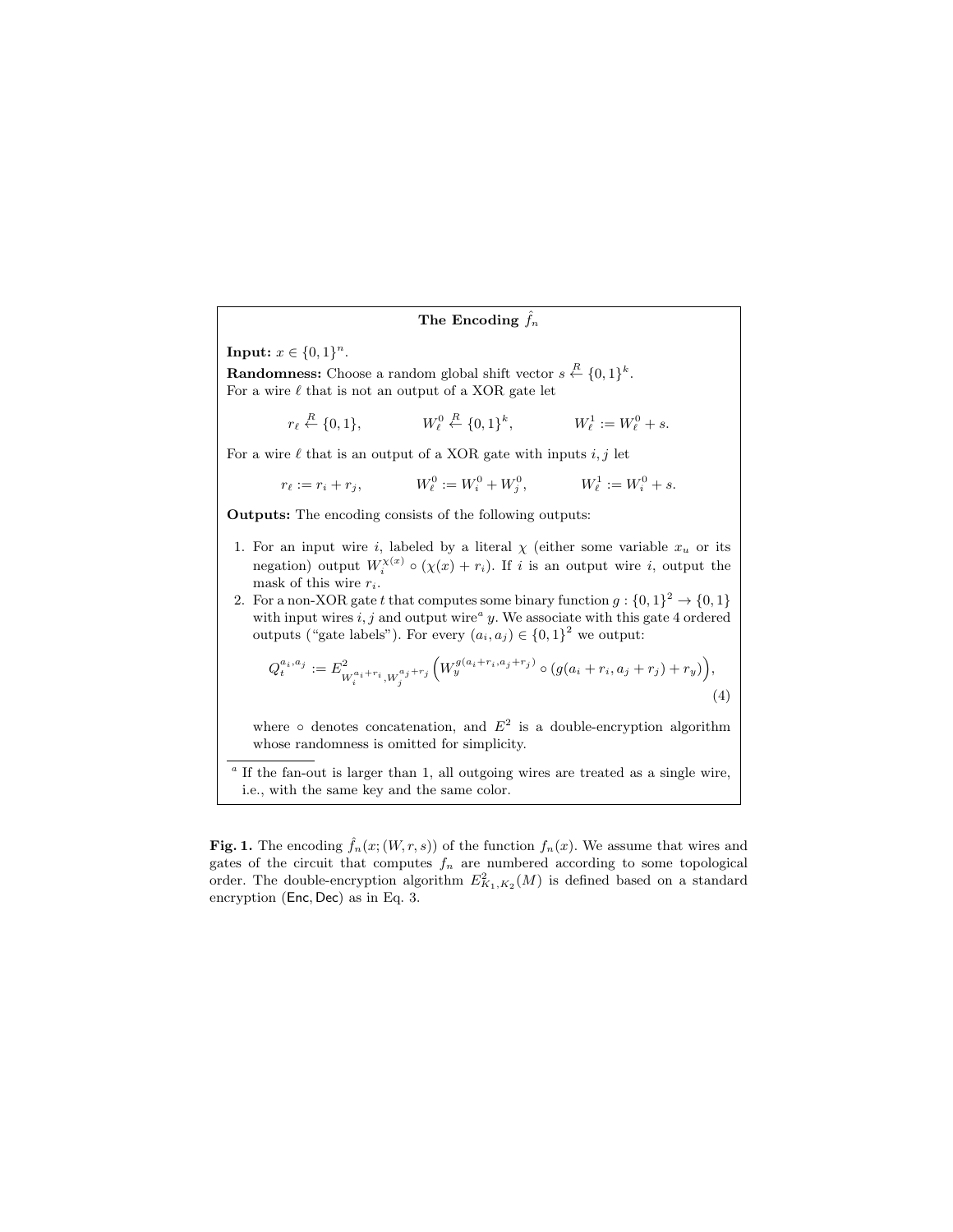**The Encoding $\hat{f}_n$**

**Input:** $x \in \{0,1\}^n$.

**Randomness:** Choose a random global shift vector $s \xleftarrow{R} \{0,1\}^k$.
For a wire $\ell$ that is not an output of a XOR gate let

$$r_\ell \xleftarrow{R} \{0,1\}, \qquad W_\ell^0 \xleftarrow{R} \{0,1\}^k, \qquad W_\ell^1 := W_\ell^0 + s.$$

For a wire $\ell$ that is an output of a XOR gate with inputs $i, j$ let

$$r_\ell := r_i + r_j, \qquad W_\ell^0 := W_i^0 + W_j^0, \qquad W_\ell^1 := W_i^0 + s.$$

**Outputs:** The encoding consists of the following outputs:

1. For an input wire $i$, labeled by a literal $\chi$ (either some variable $x_u$ or its negation) output $W_i^{\chi(x)} \circ (\chi(x) + r_i)$. If $i$ is an output wire $i$, output the mask of this wire $r_i$.
2. For a non-XOR gate $t$ that computes some binary function $g : \{0,1\}^2 \to \{0,1\}$ with input wires $i, j$ and output wire[a] $y$. We associate with this gate 4 ordered outputs ("gate labels"). For every $(a_i, a_j) \in \{0,1\}^2$ we output:

$$Q_t^{a_i,a_j} := E^2_{W_i^{a_i+r_i}, W_j^{a_j+r_j}} \left( W_y^{g(a_i+r_i, a_j+r_j)} \circ (g(a_i + r_i, a_j + r_j) + r_y) \right), \tag{4}$$

where $\circ$ denotes concatenation, and $E^2$ is a double-encryption algorithm whose randomness is omitted for simplicity.

[a] If the fan-out is larger than 1, all outgoing wires are treated as a single wire, i.e., with the same key and the same color.

**Fig. 1.** The encoding $\hat{f}_n(x; (W, r, s))$ of the function $f_n(x)$. We assume that wires and gates of the circuit that computes $f_n$ are numbered according to some topological order. The double-encryption algorithm $E^2_{K_1,K_2}(M)$ is defined based on a standard encryption (Enc, Dec) as in Eq. 3.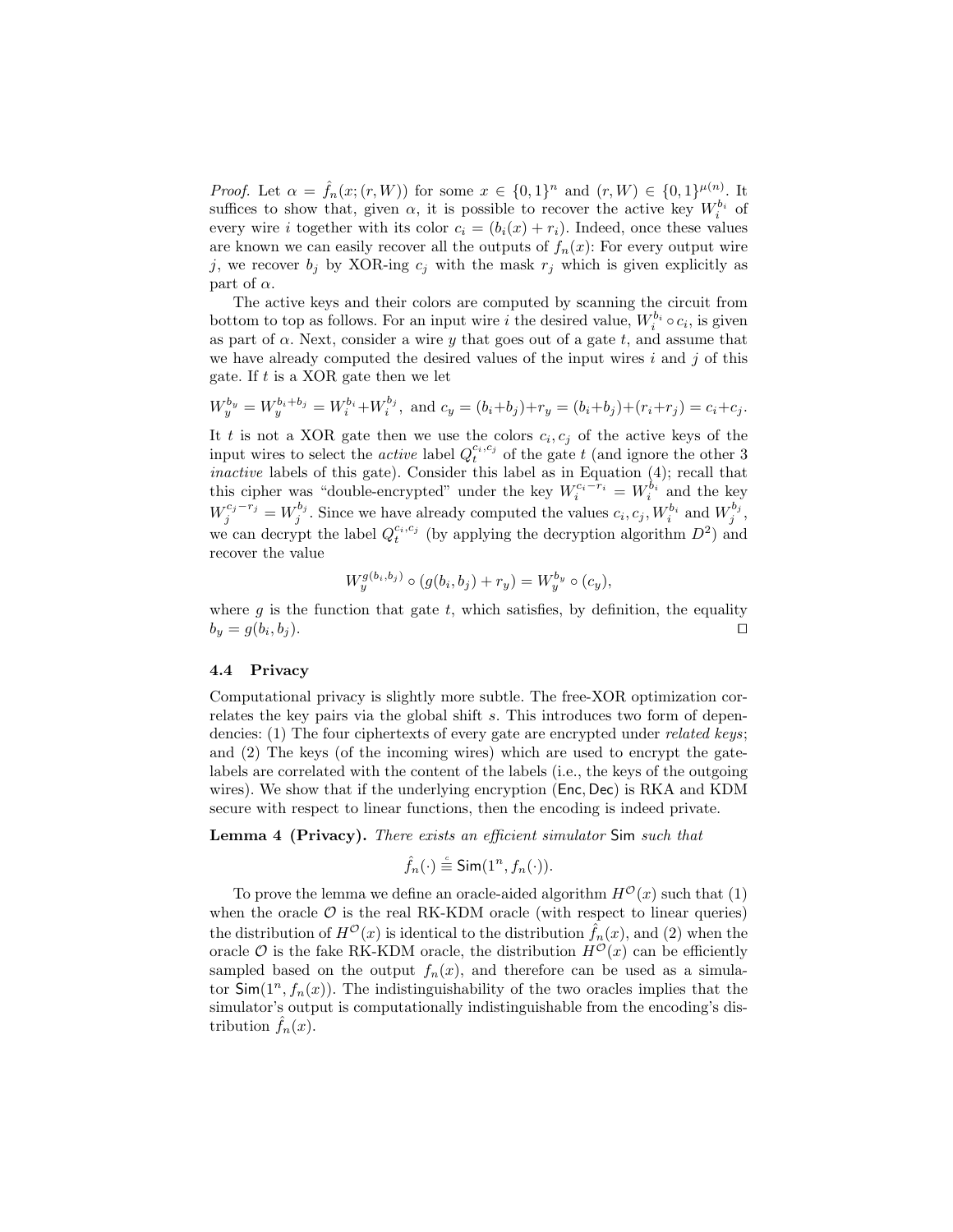*Proof.* Let $\alpha = \hat{f}_n(x; (r, W))$ for some $x \in \{0,1\}^n$ and $(r, W) \in \{0,1\}^{\mu(n)}$. It suffices to show that, given $\alpha$, it is possible to recover the active key $W_i^{b_i}$ of every wire $i$ together with its color $c_i = (b_i(x) + r_i)$. Indeed, once these values are known we can easily recover all the outputs of $f_n(x)$: For every output wire $j$, we recover $b_j$ by XOR-ing $c_j$ with the mask $r_j$ which is given explicitly as part of $\alpha$.

The active keys and their colors are computed by scanning the circuit from bottom to top as follows. For an input wire $i$ the desired value, $W_i^{b_i} \circ c_i$, is given as part of $\alpha$. Next, consider a wire $y$ that goes out of a gate $t$, and assume that we have already computed the desired values of the input wires $i$ and $j$ of this gate. If $t$ is a XOR gate then we let

$$W_y^{b_y} = W_y^{b_i + b_j} = W_i^{b_i} + W_i^{b_j}, \text{ and } c_y = (b_i + b_j) + r_y = (b_i + b_j) + (r_i + r_j) = c_i + c_j.$$

It $t$ is not a XOR gate then we use the colors $c_i, c_j$ of the active keys of the input wires to select the *active* label $Q_t^{c_i, c_j}$ of the gate $t$ (and ignore the other 3 *inactive* labels of this gate). Consider this label as in Equation (4); recall that this cipher was "double-encrypted" under the key $W_i^{c_i - r_i} = W_i^{b_i}$ and the key $W_j^{c_j - r_j} = W_j^{b_j}$. Since we have already computed the values $c_i, c_j, W_i^{b_i}$ and $W_j^{b_j}$, we can decrypt the label $Q_t^{c_i, c_j}$ (by applying the decryption algorithm $D^2$) and recover the value

$$W_y^{g(b_i, b_j)} \circ (g(b_i, b_j) + r_y) = W_y^{b_y} \circ (c_y),$$

where $g$ is the function that gate $t$, which satisfies, by definition, the equality $b_y = g(b_i, b_j)$. $\square$

### 4.4 Privacy

Computational privacy is slightly more subtle. The free-XOR optimization correlates the key pairs via the global shift $s$. This introduces two form of dependencies: (1) The four ciphertexts of every gate are encrypted under *related keys*; and (2) The keys (of the incoming wires) which are used to encrypt the gate-labels are correlated with the content of the labels (i.e., the keys of the outgoing wires). We show that if the underlying encryption $(\mathsf{Enc}, \mathsf{Dec})$ is RKA and KDM secure with respect to linear functions, then the encoding is indeed private.

**Lemma 4 (Privacy).** *There exists an efficient simulator* $\mathsf{Sim}$ *such that*

$$\hat{f}_n(\cdot) \stackrel{c}{\equiv} \mathsf{Sim}(1^n, f_n(\cdot)).$$

To prove the lemma we define an oracle-aided algorithm $H^{\mathcal{O}}(x)$ such that (1) when the oracle $\mathcal{O}$ is the real RK-KDM oracle (with respect to linear queries) the distribution of $H^{\mathcal{O}}(x)$ is identical to the distribution $\hat{f}_n(x)$, and (2) when the oracle $\mathcal{O}$ is the fake RK-KDM oracle, the distribution $H^{\mathcal{O}}(x)$ can be efficiently sampled based on the output $f_n(x)$, and therefore can be used as a simulator $\mathsf{Sim}(1^n, f_n(x))$. The indistinguishability of the two oracles implies that the simulator's output is computationally indistinguishable from the encoding's distribution $\hat{f}_n(x)$.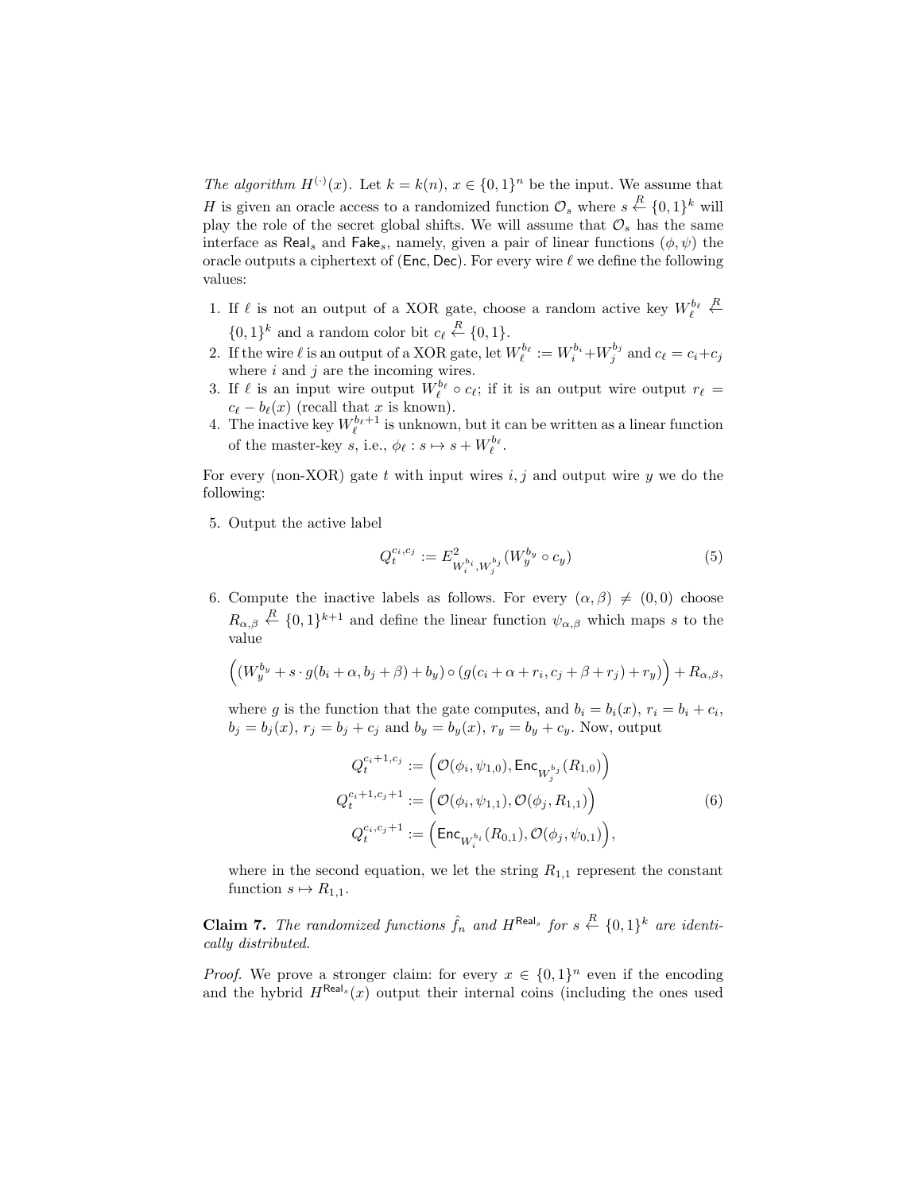*The algorithm $H^{(\cdot)}(x)$.* Let $k = k(n)$, $x \in \{0,1\}^n$ be the input. We assume that $H$ is given an oracle access to a randomized function $\mathcal{O}_s$ where $s \xleftarrow{R} \{0,1\}^k$ will play the role of the secret global shifts. We will assume that $\mathcal{O}_s$ has the same interface as $\mathsf{Real}_s$ and $\mathsf{Fake}_s$, namely, given a pair of linear functions $(\phi, \psi)$ the oracle outputs a ciphertext of $(\mathsf{Enc}, \mathsf{Dec})$. For every wire $\ell$ we define the following values:

1. If $\ell$ is not an output of a XOR gate, choose a random active key $W_\ell^{b_\ell} \xleftarrow{R} \{0,1\}^k$ and a random color bit $c_\ell \xleftarrow{R} \{0,1\}$.
2. If the wire $\ell$ is an output of a XOR gate, let $W_\ell^{b_\ell} := W_i^{b_i} + W_j^{b_j}$ and $c_\ell = c_i + c_j$ where $i$ and $j$ are the incoming wires.
3. If $\ell$ is an input wire output $W_\ell^{b_\ell} \circ c_\ell$; if it is an output wire output $r_\ell = c_\ell - b_\ell(x)$ (recall that $x$ is known).
4. The inactive key $W_\ell^{b_\ell+1}$ is unknown, but it can be written as a linear function of the master-key $s$, i.e., $\phi_\ell : s \mapsto s + W_\ell^{b_\ell}$.

For every (non-XOR) gate $t$ with input wires $i, j$ and output wire $y$ we do the following:

5. Output the active label

$$Q_t^{c_i, c_j} := E^2_{W_i^{b_i}, W_j^{b_j}}(W_y^{b_y} \circ c_y) \tag{5}$$

6. Compute the inactive labels as follows. For every $(\alpha, \beta) \neq (0,0)$ choose $R_{\alpha,\beta} \xleftarrow{R} \{0,1\}^{k+1}$ and define the linear function $\psi_{\alpha,\beta}$ which maps $s$ to the value

$$\Big((W_y^{b_y} + s \cdot g(b_i + \alpha, b_j + \beta) + b_y) \circ (g(c_i + \alpha + r_i, c_j + \beta + r_j) + r_y)\Big) + R_{\alpha,\beta},$$

where $g$ is the function that the gate computes, and $b_i = b_i(x)$, $r_i = b_i + c_i$, $b_j = b_j(x)$, $r_j = b_j + c_j$ and $b_y = b_y(x)$, $r_y = b_y + c_y$. Now, output

$$\begin{aligned} Q_t^{c_i+1, c_j} &:= \Big(\mathcal{O}(\phi_i, \psi_{1,0}), \mathsf{Enc}_{W_j^{b_j}}(R_{1,0})\Big) \\ Q_t^{c_i+1, c_j+1} &:= \Big(\mathcal{O}(\phi_i, \psi_{1,1}), \mathcal{O}(\phi_j, R_{1,1})\Big) \\ Q_t^{c_i, c_j+1} &:= \Big(\mathsf{Enc}_{W_i^{b_i}}(R_{0,1}), \mathcal{O}(\phi_j, \psi_{0,1})\Big), \end{aligned} \tag{6}$$

where in the second equation, we let the string $R_{1,1}$ represent the constant function $s \mapsto R_{1,1}$.

**Claim 7.** *The randomized functions $\hat{f}_n$ and $H^{\mathsf{Real}_s}$ for $s \xleftarrow{R} \{0,1\}^k$ are identically distributed.*

*Proof.* We prove a stronger claim: for every $x \in \{0,1\}^n$ even if the encoding and the hybrid $H^{\mathsf{Real}_s}(x)$ output their internal coins (including the ones used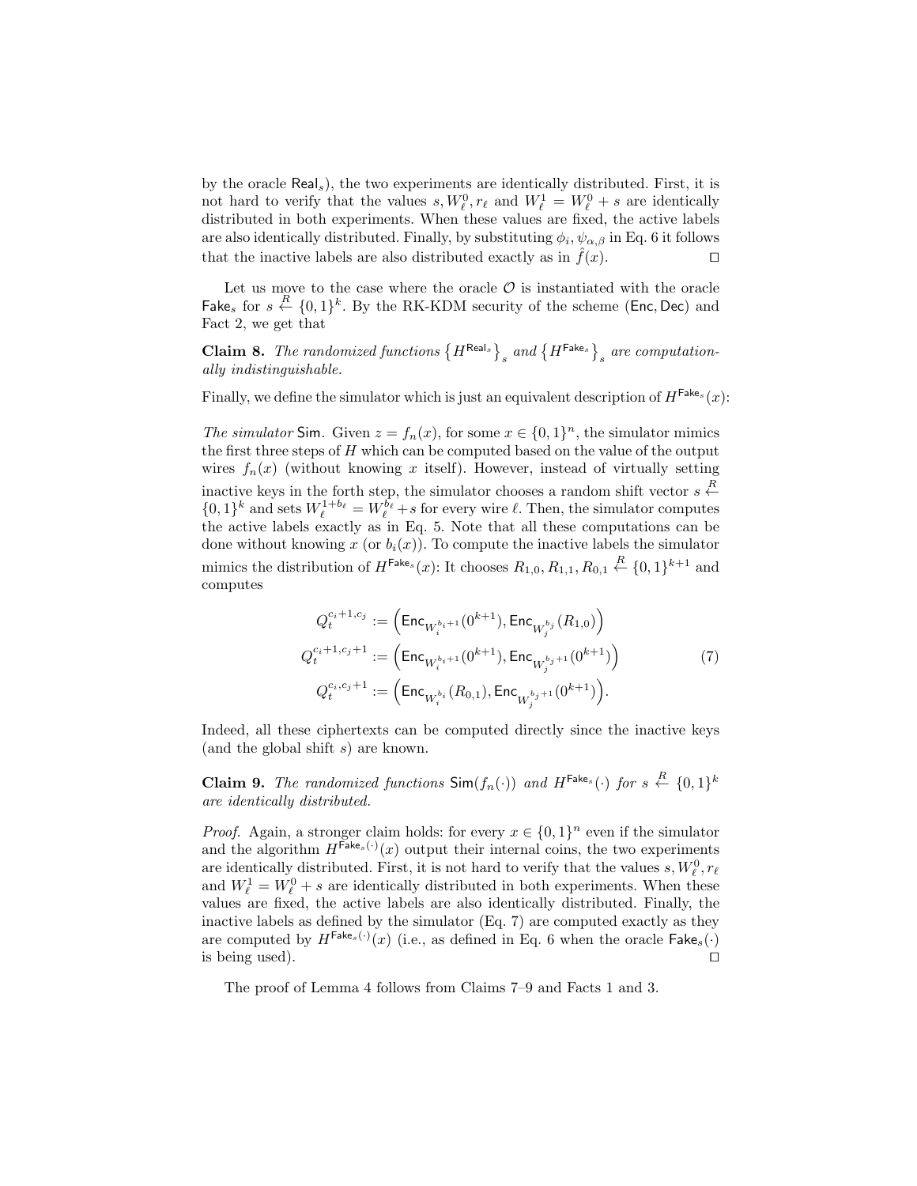by the oracle $\mathsf{Real}_s$), the two experiments are identically distributed. First, it is not hard to verify that the values $s, W_\ell^0, r_\ell$ and $W_\ell^1 = W_\ell^0 + s$ are identically distributed in both experiments. When these values are fixed, the active labels are also identically distributed. Finally, by substituting $\phi_i, \psi_{\alpha,\beta}$ in Eq. 6 it follows that the inactive labels are also distributed exactly as in $\hat{f}(x)$. $\square$

Let us move to the case where the oracle $\mathcal{O}$ is instantiated with the oracle $\mathsf{Fake}_s$ for $s \xleftarrow{R} \{0,1\}^k$. By the RK-KDM security of the scheme $(\mathsf{Enc}, \mathsf{Dec})$ and Fact 2, we get that

**Claim 8.** *The randomized functions $\left\{H^{\mathsf{Real}_s}\right\}_s$ and $\left\{H^{\mathsf{Fake}_s}\right\}_s$ are computationally indistinguishable.*

Finally, we define the simulator which is just an equivalent description of $H^{\mathsf{Fake}_s}(x)$:

*The simulator* $\mathsf{Sim}$. Given $z = f_n(x)$, for some $x \in \{0,1\}^n$, the simulator mimics the first three steps of $H$ which can be computed based on the value of the output wires $f_n(x)$ (without knowing $x$ itself). However, instead of virtually setting inactive keys in the forth step, the simulator chooses a random shift vector $s \xleftarrow{R} \{0,1\}^k$ and sets $W_\ell^{1+b_\ell} = W_\ell^{b_\ell} + s$ for every wire $\ell$. Then, the simulator computes the active labels exactly as in Eq. 5. Note that all these computations can be done without knowing $x$ (or $b_i(x)$). To compute the inactive labels the simulator mimics the distribution of $H^{\mathsf{Fake}_s}(x)$: It chooses $R_{1,0}, R_{1,1}, R_{0,1} \xleftarrow{R} \{0,1\}^{k+1}$ and computes

$$
\begin{aligned}
Q_t^{c_i+1,c_j} &:= \left(\mathsf{Enc}_{W_i^{b_i+1}}(0^{k+1}), \mathsf{Enc}_{W_j^{b_j}}(R_{1,0})\right) \\
Q_t^{c_i+1,c_j+1} &:= \left(\mathsf{Enc}_{W_i^{b_i+1}}(0^{k+1}), \mathsf{Enc}_{W_j^{b_j+1}}(0^{k+1})\right) \\
Q_t^{c_i,c_j+1} &:= \left(\mathsf{Enc}_{W_i^{b_i}}(R_{0,1}), \mathsf{Enc}_{W_j^{b_j+1}}(0^{k+1})\right).
\end{aligned}
\tag{7}
$$

Indeed, all these ciphertexts can be computed directly since the inactive keys (and the global shift $s$) are known.

**Claim 9.** *The randomized functions $\mathsf{Sim}(f_n(\cdot))$ and $H^{\mathsf{Fake}_s}(\cdot)$ for $s \xleftarrow{R} \{0,1\}^k$ are identically distributed.*

*Proof.* Again, a stronger claim holds: for every $x \in \{0,1\}^n$ even if the simulator and the algorithm $H^{\mathsf{Fake}_s(\cdot)}(x)$ output their internal coins, the two experiments are identically distributed. First, it is not hard to verify that the values $s, W_\ell^0, r_\ell$ and $W_\ell^1 = W_\ell^0 + s$ are identically distributed in both experiments. When these values are fixed, the active labels are also identically distributed. Finally, the inactive labels as defined by the simulator (Eq. 7) are computed exactly as they are computed by $H^{\mathsf{Fake}_s(\cdot)}(x)$ (i.e., as defined in Eq. 6 when the oracle $\mathsf{Fake}_s(\cdot)$ is being used). $\square$

The proof of Lemma 4 follows from Claims 7–9 and Facts 1 and 3.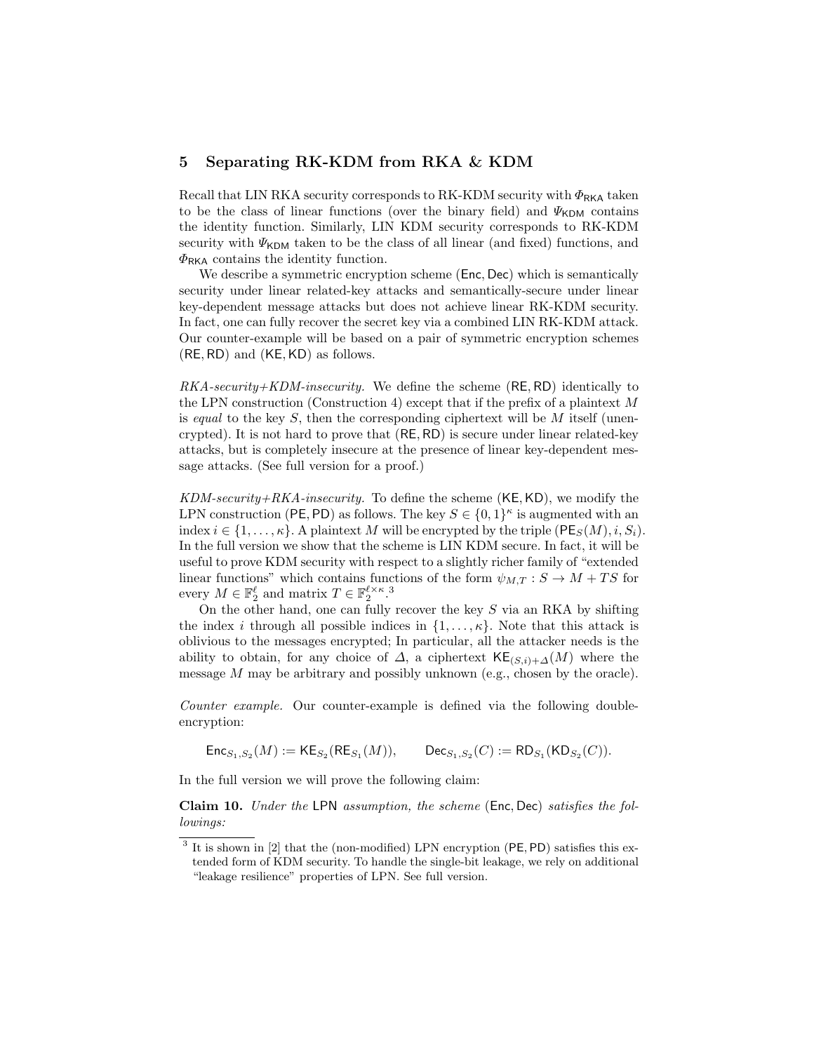## 5 Separating RK-KDM from RKA & KDM

Recall that LIN RKA security corresponds to RK-KDM security with $\Phi_{\mathsf{RKA}}$ taken to be the class of linear functions (over the binary field) and $\Psi_{\mathsf{KDM}}$ contains the identity function. Similarly, LIN KDM security corresponds to RK-KDM security with $\Psi_{\mathsf{KDM}}$ taken to be the class of all linear (and fixed) functions, and $\Phi_{\mathsf{RKA}}$ contains the identity function.

We describe a symmetric encryption scheme $(\mathsf{Enc}, \mathsf{Dec})$ which is semantically security under linear related-key attacks and semantically-secure under linear key-dependent message attacks but does not achieve linear RK-KDM security. In fact, one can fully recover the secret key via a combined LIN RK-KDM attack. Our counter-example will be based on a pair of symmetric encryption schemes $(\mathsf{RE}, \mathsf{RD})$ and $(\mathsf{KE}, \mathsf{KD})$ as follows.

*RKA-security+KDM-insecurity.* We define the scheme $(\mathsf{RE}, \mathsf{RD})$ identically to the LPN construction (Construction 4) except that if the prefix of a plaintext $M$ is *equal* to the key $S$, then the corresponding ciphertext will be $M$ itself (unencrypted). It is not hard to prove that $(\mathsf{RE}, \mathsf{RD})$ is secure under linear related-key attacks, but is completely insecure at the presence of linear key-dependent message attacks. (See full version for a proof.)

*KDM-security+RKA-insecurity.* To define the scheme $(\mathsf{KE}, \mathsf{KD})$, we modify the LPN construction $(\mathsf{PE}, \mathsf{PD})$ as follows. The key $S \in \{0,1\}^\kappa$ is augmented with an index $i \in \{1, \dots, \kappa\}$. A plaintext $M$ will be encrypted by the triple $(\mathsf{PE}_S(M), i, S_i)$. In the full version we show that the scheme is LIN KDM secure. In fact, it will be useful to prove KDM security with respect to a slightly richer family of "extended linear functions" which contains functions of the form $\psi_{M,T} : S \to M + TS$ for every $M \in \mathbb{F}_2^\ell$ and matrix $T \in \mathbb{F}_2^{\ell \times \kappa}$.[3]

On the other hand, one can fully recover the key $S$ via an RKA by shifting the index $i$ through all possible indices in $\{1, \dots, \kappa\}$. Note that this attack is oblivious to the messages encrypted; In particular, all the attacker needs is the ability to obtain, for any choice of $\Delta$, a ciphertext $\mathsf{KE}_{(S,i)+\Delta}(M)$ where the message $M$ may be arbitrary and possibly unknown (e.g., chosen by the oracle).

*Counter example.* Our counter-example is defined via the following double-encryption:

$$\mathsf{Enc}_{S_1,S_2}(M) := \mathsf{KE}_{S_2}(\mathsf{RE}_{S_1}(M)), \qquad \mathsf{Dec}_{S_1,S_2}(C) := \mathsf{RD}_{S_1}(\mathsf{KD}_{S_2}(C)).$$

In the full version we will prove the following claim:

**Claim 10.** *Under the* LPN *assumption, the scheme* $(\mathsf{Enc}, \mathsf{Dec})$ *satisfies the followings:*

[3] It is shown in [2] that the (non-modified) LPN encryption $(\mathsf{PE}, \mathsf{PD})$ satisfies this extended form of KDM security. To handle the single-bit leakage, we rely on additional "leakage resilience" properties of LPN. See full version.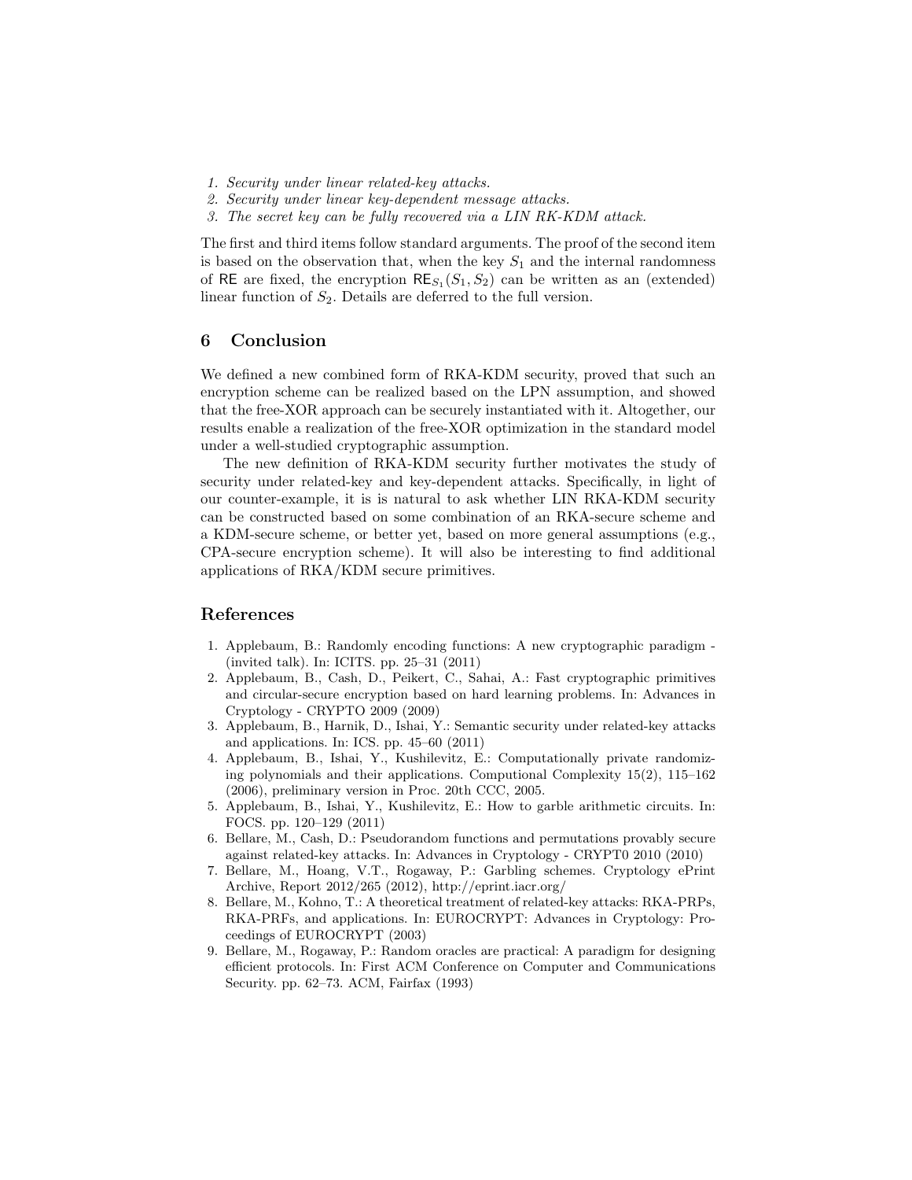1. *Security under linear related-key attacks.*
2. *Security under linear key-dependent message attacks.*
3. *The secret key can be fully recovered via a LIN RK-KDM attack.*

The first and third items follow standard arguments. The proof of the second item is based on the observation that, when the key $S_1$ and the internal randomness of $\mathsf{RE}$ are fixed, the encryption $\mathsf{RE}_{S_1}(S_1, S_2)$ can be written as an (extended) linear function of $S_2$. Details are deferred to the full version.

## 6 Conclusion

We defined a new combined form of RKA-KDM security, proved that such an encryption scheme can be realized based on the LPN assumption, and showed that the free-XOR approach can be securely instantiated with it. Altogether, our results enable a realization of the free-XOR optimization in the standard model under a well-studied cryptographic assumption.

The new definition of RKA-KDM security further motivates the study of security under related-key and key-dependent attacks. Specifically, in light of our counter-example, it is is natural to ask whether LIN RKA-KDM security can be constructed based on some combination of an RKA-secure scheme and a KDM-secure scheme, or better yet, based on more general assumptions (e.g., CPA-secure encryption scheme). It will also be interesting to find additional applications of RKA/KDM secure primitives.

## References

1. Applebaum, B.: Randomly encoding functions: A new cryptographic paradigm - (invited talk). In: ICITS. pp. 25–31 (2011)
2. Applebaum, B., Cash, D., Peikert, C., Sahai, A.: Fast cryptographic primitives and circular-secure encryption based on hard learning problems. In: Advances in Cryptology - CRYPTO 2009 (2009)
3. Applebaum, B., Harnik, D., Ishai, Y.: Semantic security under related-key attacks and applications. In: ICS. pp. 45–60 (2011)
4. Applebaum, B., Ishai, Y., Kushilevitz, E.: Computationally private randomizing polynomials and their applications. Computional Complexity 15(2), 115–162 (2006), preliminary version in Proc. 20th CCC, 2005.
5. Applebaum, B., Ishai, Y., Kushilevitz, E.: How to garble arithmetic circuits. In: FOCS. pp. 120–129 (2011)
6. Bellare, M., Cash, D.: Pseudorandom functions and permutations provably secure against related-key attacks. In: Advances in Cryptology - CRYPT0 2010 (2010)
7. Bellare, M., Hoang, V.T., Rogaway, P.: Garbling schemes. Cryptology ePrint Archive, Report 2012/265 (2012), http://eprint.iacr.org/
8. Bellare, M., Kohno, T.: A theoretical treatment of related-key attacks: RKA-PRPs, RKA-PRFs, and applications. In: EUROCRYPT: Advances in Cryptology: Proceedings of EUROCRYPT (2003)
9. Bellare, M., Rogaway, P.: Random oracles are practical: A paradigm for designing efficient protocols. In: First ACM Conference on Computer and Communications Security. pp. 62–73. ACM, Fairfax (1993)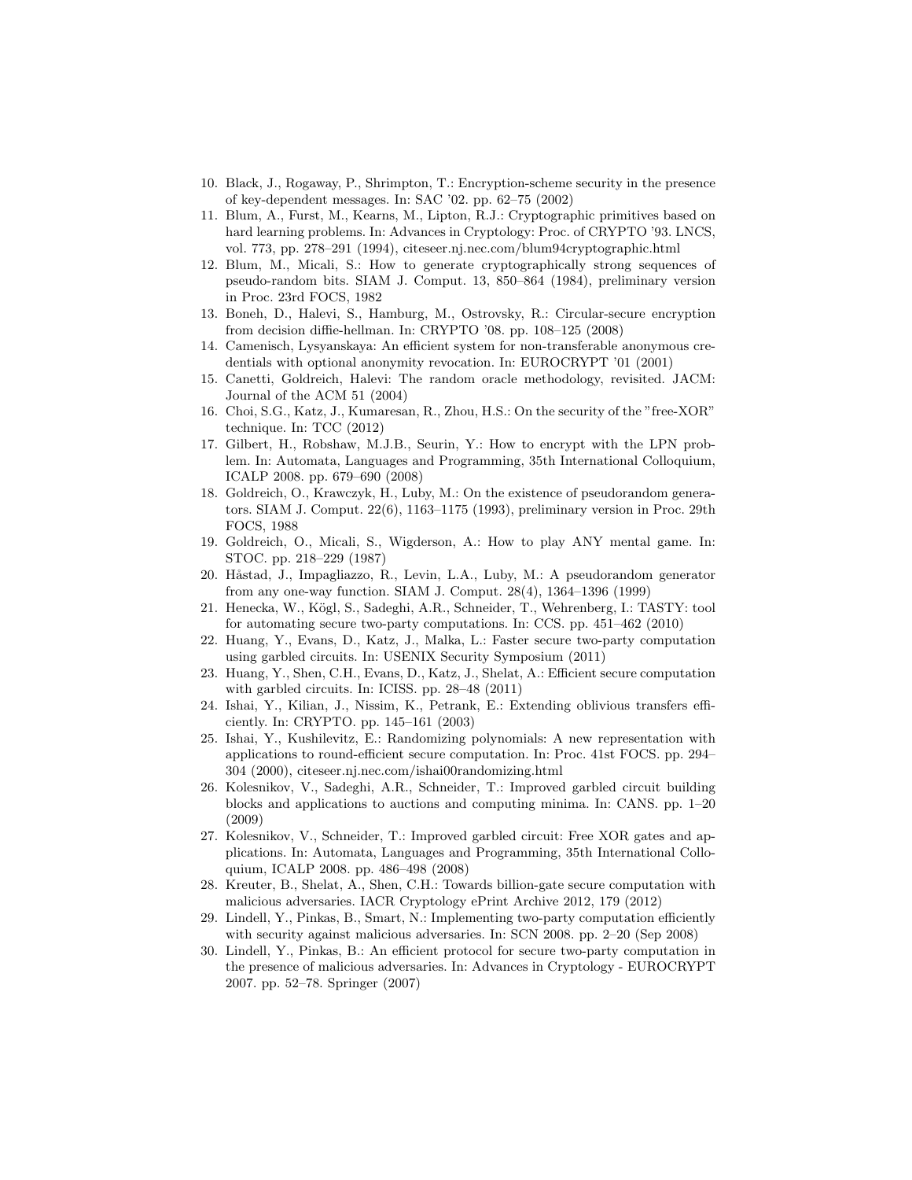10. Black, J., Rogaway, P., Shrimpton, T.: Encryption-scheme security in the presence of key-dependent messages. In: SAC '02. pp. 62–75 (2002)
11. Blum, A., Furst, M., Kearns, M., Lipton, R.J.: Cryptographic primitives based on hard learning problems. In: Advances in Cryptology: Proc. of CRYPTO '93. LNCS, vol. 773, pp. 278–291 (1994), citeseer.nj.nec.com/blum94cryptographic.html
12. Blum, M., Micali, S.: How to generate cryptographically strong sequences of pseudo-random bits. SIAM J. Comput. 13, 850–864 (1984), preliminary version in Proc. 23rd FOCS, 1982
13. Boneh, D., Halevi, S., Hamburg, M., Ostrovsky, R.: Circular-secure encryption from decision diffie-hellman. In: CRYPTO '08. pp. 108–125 (2008)
14. Camenisch, Lysyanskaya: An efficient system for non-transferable anonymous credentials with optional anonymity revocation. In: EUROCRYPT '01 (2001)
15. Canetti, Goldreich, Halevi: The random oracle methodology, revisited. JACM: Journal of the ACM 51 (2004)
16. Choi, S.G., Katz, J., Kumaresan, R., Zhou, H.S.: On the security of the "free-XOR" technique. In: TCC (2012)
17. Gilbert, H., Robshaw, M.J.B., Seurin, Y.: How to encrypt with the LPN problem. In: Automata, Languages and Programming, 35th International Colloquium, ICALP 2008. pp. 679–690 (2008)
18. Goldreich, O., Krawczyk, H., Luby, M.: On the existence of pseudorandom generators. SIAM J. Comput. 22(6), 1163–1175 (1993), preliminary version in Proc. 29th FOCS, 1988
19. Goldreich, O., Micali, S., Wigderson, A.: How to play ANY mental game. In: STOC. pp. 218–229 (1987)
20. Håstad, J., Impagliazzo, R., Levin, L.A., Luby, M.: A pseudorandom generator from any one-way function. SIAM J. Comput. 28(4), 1364–1396 (1999)
21. Henecka, W., Kögl, S., Sadeghi, A.R., Schneider, T., Wehrenberg, I.: TASTY: tool for automating secure two-party computations. In: CCS. pp. 451–462 (2010)
22. Huang, Y., Evans, D., Katz, J., Malka, L.: Faster secure two-party computation using garbled circuits. In: USENIX Security Symposium (2011)
23. Huang, Y., Shen, C.H., Evans, D., Katz, J., Shelat, A.: Efficient secure computation with garbled circuits. In: ICISS. pp. 28–48 (2011)
24. Ishai, Y., Kilian, J., Nissim, K., Petrank, E.: Extending oblivious transfers efficiently. In: CRYPTO. pp. 145–161 (2003)
25. Ishai, Y., Kushilevitz, E.: Randomizing polynomials: A new representation with applications to round-efficient secure computation. In: Proc. 41st FOCS. pp. 294–304 (2000), citeseer.nj.nec.com/ishai00randomizing.html
26. Kolesnikov, V., Sadeghi, A.R., Schneider, T.: Improved garbled circuit building blocks and applications to auctions and computing minima. In: CANS. pp. 1–20 (2009)
27. Kolesnikov, V., Schneider, T.: Improved garbled circuit: Free XOR gates and applications. In: Automata, Languages and Programming, 35th International Colloquium, ICALP 2008. pp. 486–498 (2008)
28. Kreuter, B., Shelat, A., Shen, C.H.: Towards billion-gate secure computation with malicious adversaries. IACR Cryptology ePrint Archive 2012, 179 (2012)
29. Lindell, Y., Pinkas, B., Smart, N.: Implementing two-party computation efficiently with security against malicious adversaries. In: SCN 2008. pp. 2–20 (Sep 2008)
30. Lindell, Y., Pinkas, B.: An efficient protocol for secure two-party computation in the presence of malicious adversaries. In: Advances in Cryptology - EUROCRYPT 2007. pp. 52–78. Springer (2007)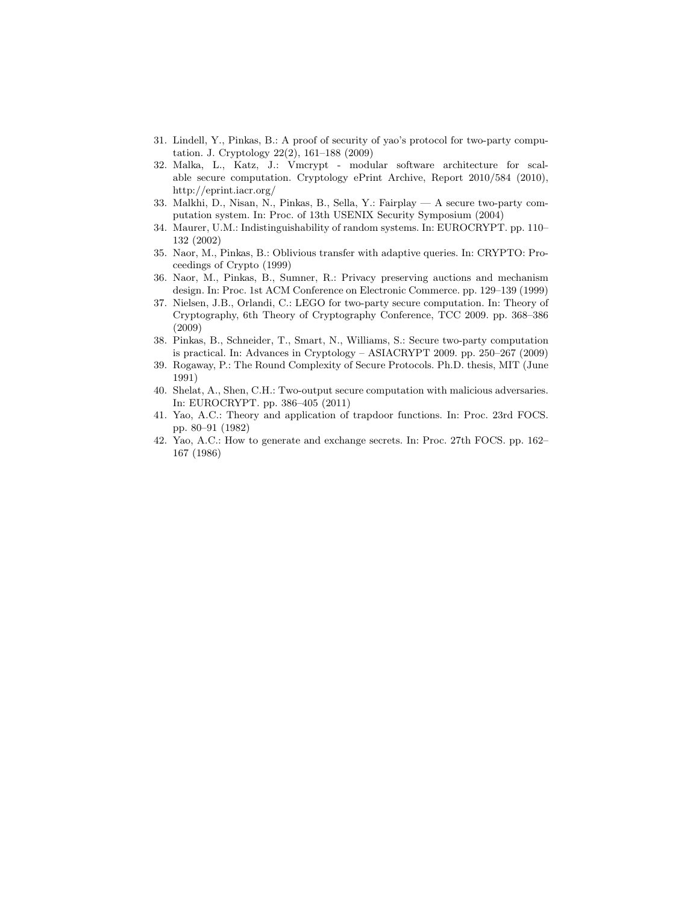31. Lindell, Y., Pinkas, B.: A proof of security of yao's protocol for two-party computation. J. Cryptology 22(2), 161–188 (2009)
32. Malka, L., Katz, J.: Vmcrypt - modular software architecture for scalable secure computation. Cryptology ePrint Archive, Report 2010/584 (2010), http://eprint.iacr.org/
33. Malkhi, D., Nisan, N., Pinkas, B., Sella, Y.: Fairplay — A secure two-party computation system. In: Proc. of 13th USENIX Security Symposium (2004)
34. Maurer, U.M.: Indistinguishability of random systems. In: EUROCRYPT. pp. 110–132 (2002)
35. Naor, M., Pinkas, B.: Oblivious transfer with adaptive queries. In: CRYPTO: Proceedings of Crypto (1999)
36. Naor, M., Pinkas, B., Sumner, R.: Privacy preserving auctions and mechanism design. In: Proc. 1st ACM Conference on Electronic Commerce. pp. 129–139 (1999)
37. Nielsen, J.B., Orlandi, C.: LEGO for two-party secure computation. In: Theory of Cryptography, 6th Theory of Cryptography Conference, TCC 2009. pp. 368–386 (2009)
38. Pinkas, B., Schneider, T., Smart, N., Williams, S.: Secure two-party computation is practical. In: Advances in Cryptology – ASIACRYPT 2009. pp. 250–267 (2009)
39. Rogaway, P.: The Round Complexity of Secure Protocols. Ph.D. thesis, MIT (June 1991)
40. Shelat, A., Shen, C.H.: Two-output secure computation with malicious adversaries. In: EUROCRYPT. pp. 386–405 (2011)
41. Yao, A.C.: Theory and application of trapdoor functions. In: Proc. 23rd FOCS. pp. 80–91 (1982)
42. Yao, A.C.: How to generate and exchange secrets. In: Proc. 27th FOCS. pp. 162–167 (1986)